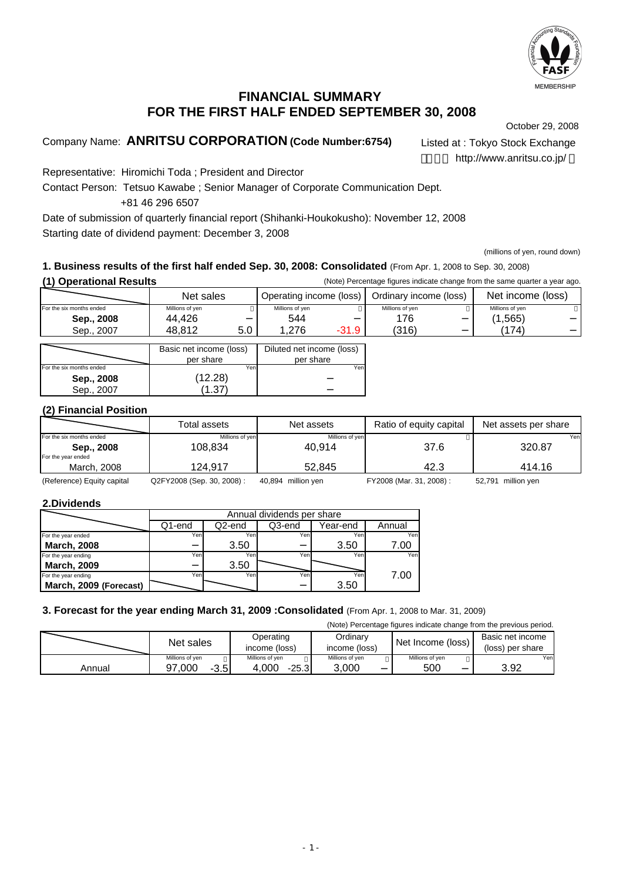# FINANCIAL SUMMARY
# FOR THE FIRST HALF ENDED SEPTEMBER 30, 2008

October 29, 2008

Company Name: **ANRITSU CORPORATION (Code Number:6754)**

Listed at : Tokyo Stock Exchange

http://www.anritsu.co.jp/

Representative: Hiromichi Toda ; President and Director

Contact Person: Tetsuo Kawabe ; Senior Manager of Corporate Communication Dept.

+81 46 296 6507

Date of submission of quarterly financial report (Shihanki-Houkokusho): November 12, 2008

Starting date of dividend payment: December 3, 2008

(millions of yen, round down)

## 1. Business results of the first half ended Sep. 30, 2008: Consolidated (From Apr. 1, 2008 to Sep. 30, 2008)

### (1) Operational Results

(Note) Percentage figures indicate change from the same quarter a year ago.

| | Net sales | | Operating income (loss) | | Ordinary income (loss) | | Net income (loss) | |
|---|---|---|---|---|---|---|---|---|
| For the six months ended | Millions of yen | % | Millions of yen | % | Millions of yen | % | Millions of yen | % |
| **Sep., 2008** | 44,426 | – | 544 | – | 176 | – | (1,565) | – |
| Sep., 2007 | 48,812 | 5.0 | 1,276 | -31.9 | (316) | – | (174) | – |

| | Basic net income (loss) per share | Diluted net income (loss) per share |
|---|---|---|
| For the six months ended | Yen | Yen |
| **Sep., 2008** | (12.28) | – |
| Sep., 2007 | (1.37) | – |

### (2) Financial Position

| | Total assets | Net assets | Ratio of equity capital | Net assets per share |
|---|---|---|---|---|
| For the six months ended | Millions of yen | Millions of yen | % | Yen |
| **Sep., 2008** | 108,834 | 40,914 | 37.6 | 320.87 |
| For the year ended March, 2008 | 124,917 | 52,845 | 42.3 | 414.16 |

(Reference) Equity capital Q2FY2008 (Sep. 30, 2008) : 40,894 million yen FY2008 (Mar. 31, 2008) : 52,791 million yen

## 2.Dividends

| | Annual dividends per share | | | | |
|---|---|---|---|---|---|
| | Q1-end | Q2-end | Q3-end | Year-end | Annual |
| | Yen | Yen | Yen | Yen | Yen |
| For the year ended **March, 2008** | – | 3.50 | – | 3.50 | 7.00 |
| For the year ending **March, 2009** | – | 3.50 | | | 7.00 |
| For the year ending **March, 2009 (Forecast)** | | | – | 3.50 | |

## 3. Forecast for the year ending March 31, 2009 :Consolidated (From Apr. 1, 2008 to Mar. 31, 2009)

(Note) Percentage figures indicate change from the previous period.

| | Net sales | | Operating income (loss) | | Ordinary income (loss) | | Net Income (loss) | | Basic net income (loss) per share |
|---|---|---|---|---|---|---|---|---|---|
| | Millions of yen | % | Millions of yen | % | Millions of yen | % | Millions of yen | % | Yen |
| Annual | 97,000 | -3.5 | 4,000 | -25.3 | 3,000 | – | 500 | – | 3.92 |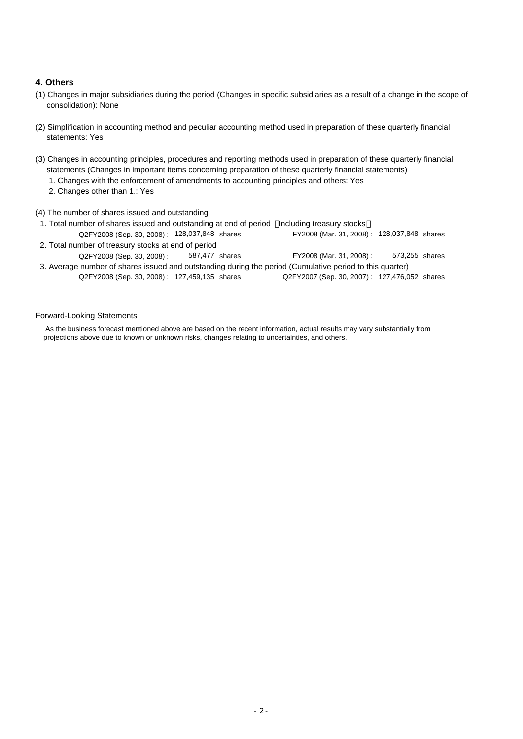## 4. Others

(1) Changes in major subsidiaries during the period (Changes in specific subsidiaries as a result of a change in the scope of consolidation): None

(2) Simplification in accounting method and peculiar accounting method used in preparation of these quarterly financial statements: Yes

(3) Changes in accounting principles, procedures and reporting methods used in preparation of these quarterly financial statements (Changes in important items concerning preparation of these quarterly financial statements)

1. Changes with the enforcement of amendments to accounting principles and others: Yes
2. Changes other than 1.: Yes

(4) The number of shares issued and outstanding

1. Total number of shares issued and outstanding at end of period （Including treasury stocks）

| | | |
|---|---|---|
| Q2FY2008 (Sep. 30, 2008) : 128,037,848 shares | | FY2008 (Mar. 31, 2008) : 128,037,848 shares |

2. Total number of treasury stocks at end of period

| | | |
|---|---|---|
| Q2FY2008 (Sep. 30, 2008) : 587,477 shares | | FY2008 (Mar. 31, 2008) : 573,255 shares |

3. Average number of shares issued and outstanding during the period (Cumulative period to this quarter)

| | | |
|---|---|---|
| Q2FY2008 (Sep. 30, 2008) : 127,459,135 shares | | Q2FY2007 (Sep. 30, 2007) : 127,476,052 shares |

Forward-Looking Statements

As the business forecast mentioned above are based on the recent information, actual results may vary substantially from projections above due to known or unknown risks, changes relating to uncertainties, and others.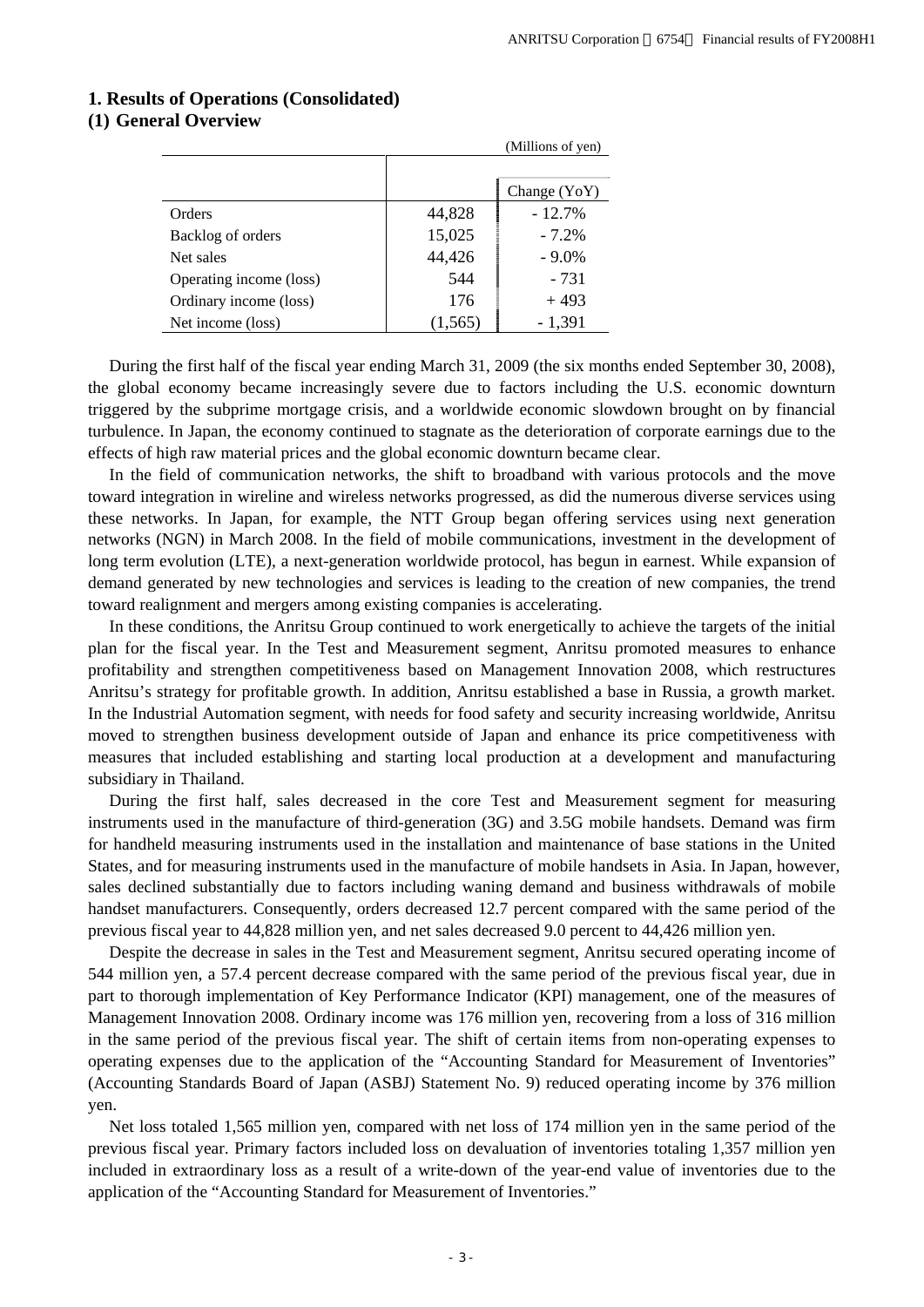## 1. Results of Operations (Consolidated)

### (1) General Overview

(Millions of yen)

| | | Change (YoY) |
|---|---|---|
| Orders | 44,828 | - 12.7% |
| Backlog of orders | 15,025 | - 7.2% |
| Net sales | 44,426 | - 9.0% |
| Operating income (loss) | 544 | - 731 |
| Ordinary income (loss) | 176 | + 493 |
| Net income (loss) | (1,565) | - 1,391 |

During the first half of the fiscal year ending March 31, 2009 (the six months ended September 30, 2008), the global economy became increasingly severe due to factors including the U.S. economic downturn triggered by the subprime mortgage crisis, and a worldwide economic slowdown brought on by financial turbulence. In Japan, the economy continued to stagnate as the deterioration of corporate earnings due to the effects of high raw material prices and the global economic downturn became clear.

In the field of communication networks, the shift to broadband with various protocols and the move toward integration in wireline and wireless networks progressed, as did the numerous diverse services using these networks. In Japan, for example, the NTT Group began offering services using next generation networks (NGN) in March 2008. In the field of mobile communications, investment in the development of long term evolution (LTE), a next-generation worldwide protocol, has begun in earnest. While expansion of demand generated by new technologies and services is leading to the creation of new companies, the trend toward realignment and mergers among existing companies is accelerating.

In these conditions, the Anritsu Group continued to work energetically to achieve the targets of the initial plan for the fiscal year. In the Test and Measurement segment, Anritsu promoted measures to enhance profitability and strengthen competitiveness based on Management Innovation 2008, which restructures Anritsu's strategy for profitable growth. In addition, Anritsu established a base in Russia, a growth market. In the Industrial Automation segment, with needs for food safety and security increasing worldwide, Anritsu moved to strengthen business development outside of Japan and enhance its price competitiveness with measures that included establishing and starting local production at a development and manufacturing subsidiary in Thailand.

During the first half, sales decreased in the core Test and Measurement segment for measuring instruments used in the manufacture of third-generation (3G) and 3.5G mobile handsets. Demand was firm for handheld measuring instruments used in the installation and maintenance of base stations in the United States, and for measuring instruments used in the manufacture of mobile handsets in Asia. In Japan, however, sales declined substantially due to factors including waning demand and business withdrawals of mobile handset manufacturers. Consequently, orders decreased 12.7 percent compared with the same period of the previous fiscal year to 44,828 million yen, and net sales decreased 9.0 percent to 44,426 million yen.

Despite the decrease in sales in the Test and Measurement segment, Anritsu secured operating income of 544 million yen, a 57.4 percent decrease compared with the same period of the previous fiscal year, due in part to thorough implementation of Key Performance Indicator (KPI) management, one of the measures of Management Innovation 2008. Ordinary income was 176 million yen, recovering from a loss of 316 million in the same period of the previous fiscal year. The shift of certain items from non-operating expenses to operating expenses due to the application of the "Accounting Standard for Measurement of Inventories" (Accounting Standards Board of Japan (ASBJ) Statement No. 9) reduced operating income by 376 million yen.

Net loss totaled 1,565 million yen, compared with net loss of 174 million yen in the same period of the previous fiscal year. Primary factors included loss on devaluation of inventories totaling 1,357 million yen included in extraordinary loss as a result of a write-down of the year-end value of inventories due to the application of the "Accounting Standard for Measurement of Inventories."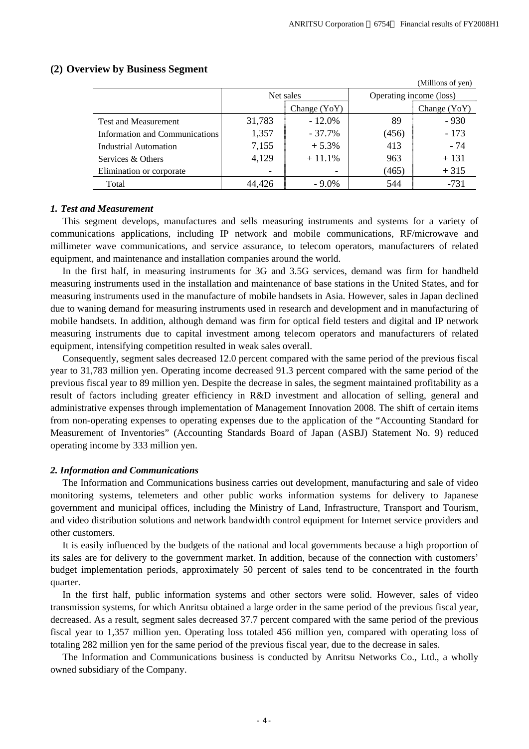## (2) Overview by Business Segment

(Millions of yen)

| | Net sales | | Operating income (loss) | |
|---|---|---|---|---|
| | | Change (YoY) | | Change (YoY) |
| Test and Measurement | 31,783 | - 12.0% | 89 | - 930 |
| Information and Communications | 1,357 | - 37.7% | (456) | - 173 |
| Industrial Automation | 7,155 | + 5.3% | 413 | - 74 |
| Services & Others | 4,129 | + 11.1% | 963 | + 131 |
| Elimination or corporate | - | - | (465) | + 315 |
| Total | 44,426 | - 9.0% | 544 | -731 |

### *1. Test and Measurement*

This segment develops, manufactures and sells measuring instruments and systems for a variety of communications applications, including IP network and mobile communications, RF/microwave and millimeter wave communications, and service assurance, to telecom operators, manufacturers of related equipment, and maintenance and installation companies around the world.

In the first half, in measuring instruments for 3G and 3.5G services, demand was firm for handheld measuring instruments used in the installation and maintenance of base stations in the United States, and for measuring instruments used in the manufacture of mobile handsets in Asia. However, sales in Japan declined due to waning demand for measuring instruments used in research and development and in manufacturing of mobile handsets. In addition, although demand was firm for optical field testers and digital and IP network measuring instruments due to capital investment among telecom operators and manufacturers of related equipment, intensifying competition resulted in weak sales overall.

Consequently, segment sales decreased 12.0 percent compared with the same period of the previous fiscal year to 31,783 million yen. Operating income decreased 91.3 percent compared with the same period of the previous fiscal year to 89 million yen. Despite the decrease in sales, the segment maintained profitability as a result of factors including greater efficiency in R&D investment and allocation of selling, general and administrative expenses through implementation of Management Innovation 2008. The shift of certain items from non-operating expenses to operating expenses due to the application of the "Accounting Standard for Measurement of Inventories" (Accounting Standards Board of Japan (ASBJ) Statement No. 9) reduced operating income by 333 million yen.

### *2. Information and Communications*

The Information and Communications business carries out development, manufacturing and sale of video monitoring systems, telemeters and other public works information systems for delivery to Japanese government and municipal offices, including the Ministry of Land, Infrastructure, Transport and Tourism, and video distribution solutions and network bandwidth control equipment for Internet service providers and other customers.

It is easily influenced by the budgets of the national and local governments because a high proportion of its sales are for delivery to the government market. In addition, because of the connection with customers' budget implementation periods, approximately 50 percent of sales tend to be concentrated in the fourth quarter.

In the first half, public information systems and other sectors were solid. However, sales of video transmission systems, for which Anritsu obtained a large order in the same period of the previous fiscal year, decreased. As a result, segment sales decreased 37.7 percent compared with the same period of the previous fiscal year to 1,357 million yen. Operating loss totaled 456 million yen, compared with operating loss of totaling 282 million yen for the same period of the previous fiscal year, due to the decrease in sales.

The Information and Communications business is conducted by Anritsu Networks Co., Ltd., a wholly owned subsidiary of the Company.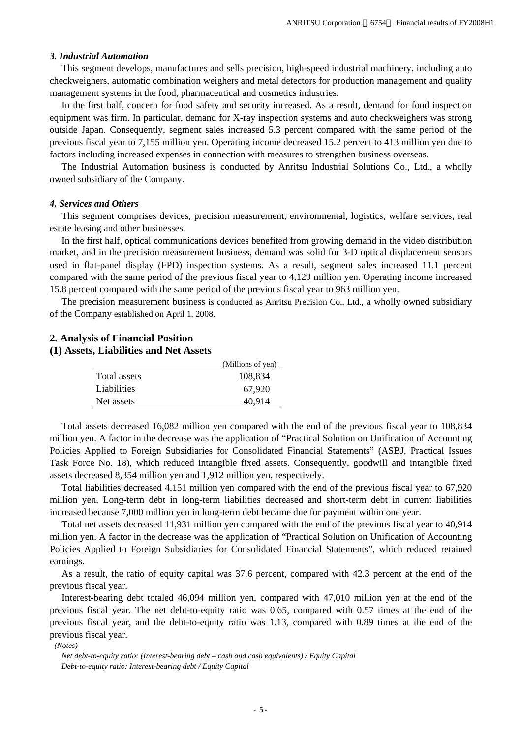### *3. Industrial Automation*

This segment develops, manufactures and sells precision, high-speed industrial machinery, including auto checkweighers, automatic combination weighers and metal detectors for production management and quality management systems in the food, pharmaceutical and cosmetics industries.

In the first half, concern for food safety and security increased. As a result, demand for food inspection equipment was firm. In particular, demand for X-ray inspection systems and auto checkweighers was strong outside Japan. Consequently, segment sales increased 5.3 percent compared with the same period of the previous fiscal year to 7,155 million yen. Operating income decreased 15.2 percent to 413 million yen due to factors including increased expenses in connection with measures to strengthen business overseas.

The Industrial Automation business is conducted by Anritsu Industrial Solutions Co., Ltd., a wholly owned subsidiary of the Company.

### *4. Services and Others*

This segment comprises devices, precision measurement, environmental, logistics, welfare services, real estate leasing and other businesses.

In the first half, optical communications devices benefited from growing demand in the video distribution market, and in the precision measurement business, demand was solid for 3-D optical displacement sensors used in flat-panel display (FPD) inspection systems. As a result, segment sales increased 11.1 percent compared with the same period of the previous fiscal year to 4,129 million yen. Operating income increased 15.8 percent compared with the same period of the previous fiscal year to 963 million yen.

The precision measurement business is conducted as Anritsu Precision Co., Ltd., a wholly owned subsidiary of the Company established on April 1, 2008.

## 2. Analysis of Financial Position

### (1) Assets, Liabilities and Net Assets

| | (Millions of yen) |
|---|---|
| Total assets | 108,834 |
| Liabilities | 67,920 |
| Net assets | 40,914 |

Total assets decreased 16,082 million yen compared with the end of the previous fiscal year to 108,834 million yen. A factor in the decrease was the application of "Practical Solution on Unification of Accounting Policies Applied to Foreign Subsidiaries for Consolidated Financial Statements" (ASBJ, Practical Issues Task Force No. 18), which reduced intangible fixed assets. Consequently, goodwill and intangible fixed assets decreased 8,354 million yen and 1,912 million yen, respectively.

Total liabilities decreased 4,151 million yen compared with the end of the previous fiscal year to 67,920 million yen. Long-term debt in long-term liabilities decreased and short-term debt in current liabilities increased because 7,000 million yen in long-term debt became due for payment within one year.

Total net assets decreased 11,931 million yen compared with the end of the previous fiscal year to 40,914 million yen. A factor in the decrease was the application of "Practical Solution on Unification of Accounting Policies Applied to Foreign Subsidiaries for Consolidated Financial Statements", which reduced retained earnings.

As a result, the ratio of equity capital was 37.6 percent, compared with 42.3 percent at the end of the previous fiscal year.

Interest-bearing debt totaled 46,094 million yen, compared with 47,010 million yen at the end of the previous fiscal year. The net debt-to-equity ratio was 0.65, compared with 0.57 times at the end of the previous fiscal year, and the debt-to-equity ratio was 1.13, compared with 0.89 times at the end of the previous fiscal year.

*(Notes)*

*Net debt-to-equity ratio: (Interest-bearing debt – cash and cash equivalents) / Equity Capital*

*Debt-to-equity ratio: Interest-bearing debt / Equity Capital*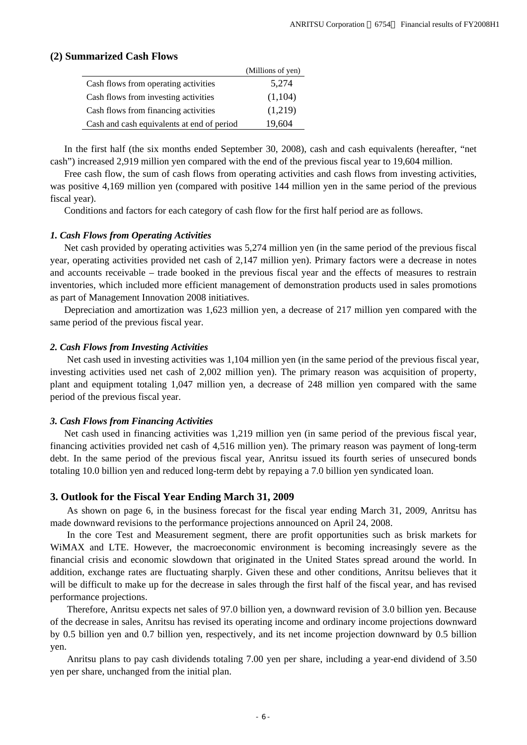## (2) Summarized Cash Flows

| | (Millions of yen) |
|---|---|
| Cash flows from operating activities | 5,274 |
| Cash flows from investing activities | (1,104) |
| Cash flows from financing activities | (1,219) |
| Cash and cash equivalents at end of period | 19,604 |

In the first half (the six months ended September 30, 2008), cash and cash equivalents (hereafter, "net cash") increased 2,919 million yen compared with the end of the previous fiscal year to 19,604 million.

Free cash flow, the sum of cash flows from operating activities and cash flows from investing activities, was positive 4,169 million yen (compared with positive 144 million yen in the same period of the previous fiscal year).

Conditions and factors for each category of cash flow for the first half period are as follows.

### *1. Cash Flows from Operating Activities*

Net cash provided by operating activities was 5,274 million yen (in the same period of the previous fiscal year, operating activities provided net cash of 2,147 million yen). Primary factors were a decrease in notes and accounts receivable – trade booked in the previous fiscal year and the effects of measures to restrain inventories, which included more efficient management of demonstration products used in sales promotions as part of Management Innovation 2008 initiatives.

Depreciation and amortization was 1,623 million yen, a decrease of 217 million yen compared with the same period of the previous fiscal year.

### *2. Cash Flows from Investing Activities*

Net cash used in investing activities was 1,104 million yen (in the same period of the previous fiscal year, investing activities used net cash of 2,002 million yen). The primary reason was acquisition of property, plant and equipment totaling 1,047 million yen, a decrease of 248 million yen compared with the same period of the previous fiscal year.

### *3. Cash Flows from Financing Activities*

Net cash used in financing activities was 1,219 million yen (in same period of the previous fiscal year, financing activities provided net cash of 4,516 million yen). The primary reason was payment of long-term debt. In the same period of the previous fiscal year, Anritsu issued its fourth series of unsecured bonds totaling 10.0 billion yen and reduced long-term debt by repaying a 7.0 billion yen syndicated loan.

## 3. Outlook for the Fiscal Year Ending March 31, 2009

As shown on page 6, in the business forecast for the fiscal year ending March 31, 2009, Anritsu has made downward revisions to the performance projections announced on April 24, 2008.

In the core Test and Measurement segment, there are profit opportunities such as brisk markets for WiMAX and LTE. However, the macroeconomic environment is becoming increasingly severe as the financial crisis and economic slowdown that originated in the United States spread around the world. In addition, exchange rates are fluctuating sharply. Given these and other conditions, Anritsu believes that it will be difficult to make up for the decrease in sales through the first half of the fiscal year, and has revised performance projections.

Therefore, Anritsu expects net sales of 97.0 billion yen, a downward revision of 3.0 billion yen. Because of the decrease in sales, Anritsu has revised its operating income and ordinary income projections downward by 0.5 billion yen and 0.7 billion yen, respectively, and its net income projection downward by 0.5 billion yen.

Anritsu plans to pay cash dividends totaling 7.00 yen per share, including a year-end dividend of 3.50 yen per share, unchanged from the initial plan.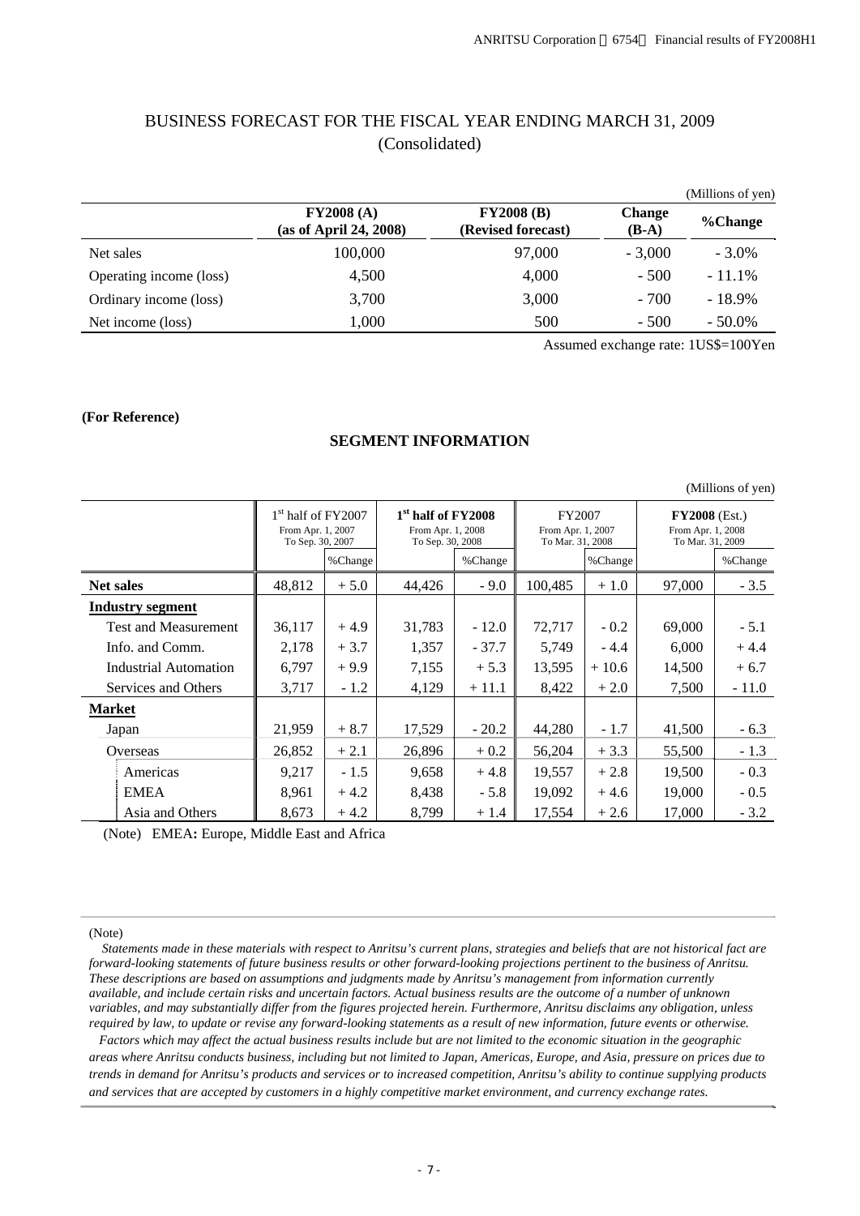# BUSINESS FORECAST FOR THE FISCAL YEAR ENDING MARCH 31, 2009 (Consolidated)

(Millions of yen)

| | FY2008 (A) (as of April 24, 2008) | FY2008 (B) (Revised forecast) | Change (B-A) | %Change |
|---|---|---|---|---|
| Net sales | 100,000 | 97,000 | - 3,000 | - 3.0% |
| Operating income (loss) | 4,500 | 4,000 | - 500 | - 11.1% |
| Ordinary income (loss) | 3,700 | 3,000 | - 700 | - 18.9% |
| Net income (loss) | 1,000 | 500 | - 500 | - 50.0% |

Assumed exchange rate: 1US$=100Yen

**(For Reference)**

## SEGMENT INFORMATION

(Millions of yen)

| | 1st half of FY2007 From Apr. 1, 2007 To Sep. 30, 2007 | | **1st half of FY2008** From Apr. 1, 2008 To Sep. 30, 2008 | | FY2007 From Apr. 1, 2007 To Mar. 31, 2008 | | **FY2008** (Est.) From Apr. 1, 2008 To Mar. 31, 2009 | |
|---|---|---|---|---|---|---|---|---|
| | | %Change | | %Change | | %Change | | %Change |
| **Net sales** | 48,812 | + 5.0 | 44,426 | - 9.0 | 100,485 | + 1.0 | 97,000 | - 3.5 |
| **Industry segment** | | | | | | | | |
| Test and Measurement | 36,117 | + 4.9 | 31,783 | - 12.0 | 72,717 | - 0.2 | 69,000 | - 5.1 |
| Info. and Comm. | 2,178 | + 3.7 | 1,357 | - 37.7 | 5,749 | - 4.4 | 6,000 | + 4.4 |
| Industrial Automation | 6,797 | + 9.9 | 7,155 | + 5.3 | 13,595 | + 10.6 | 14,500 | + 6.7 |
| Services and Others | 3,717 | - 1.2 | 4,129 | + 11.1 | 8,422 | + 2.0 | 7,500 | - 11.0 |
| **Market** | | | | | | | | |
| Japan | 21,959 | + 8.7 | 17,529 | - 20.2 | 44,280 | - 1.7 | 41,500 | - 6.3 |
| Overseas | 26,852 | + 2.1 | 26,896 | + 0.2 | 56,204 | + 3.3 | 55,500 | - 1.3 |
| Americas | 9,217 | - 1.5 | 9,658 | + 4.8 | 19,557 | + 2.8 | 19,500 | - 0.3 |
| EMEA | 8,961 | + 4.2 | 8,438 | - 5.8 | 19,092 | + 4.6 | 19,000 | - 0.5 |
| Asia and Others | 8,673 | + 4.2 | 8,799 | + 1.4 | 17,554 | + 2.6 | 17,000 | - 3.2 |

(Note) EMEA**:** Europe, Middle East and Africa

(Note)

*Statements made in these materials with respect to Anritsu's current plans, strategies and beliefs that are not historical fact are forward-looking statements of future business results or other forward-looking projections pertinent to the business of Anritsu. These descriptions are based on assumptions and judgments made by Anritsu's management from information currently available, and include certain risks and uncertain factors. Actual business results are the outcome of a number of unknown variables, and may substantially differ from the figures projected herein. Furthermore, Anritsu disclaims any obligation, unless required by law, to update or revise any forward-looking statements as a result of new information, future events or otherwise.*

*Factors which may affect the actual business results include but are not limited to the economic situation in the geographic areas where Anritsu conducts business, including but not limited to Japan, Americas, Europe, and Asia, pressure on prices due to trends in demand for Anritsu's products and services or to increased competition, Anritsu's ability to continue supplying products and services that are accepted by customers in a highly competitive market environment, and currency exchange rates.*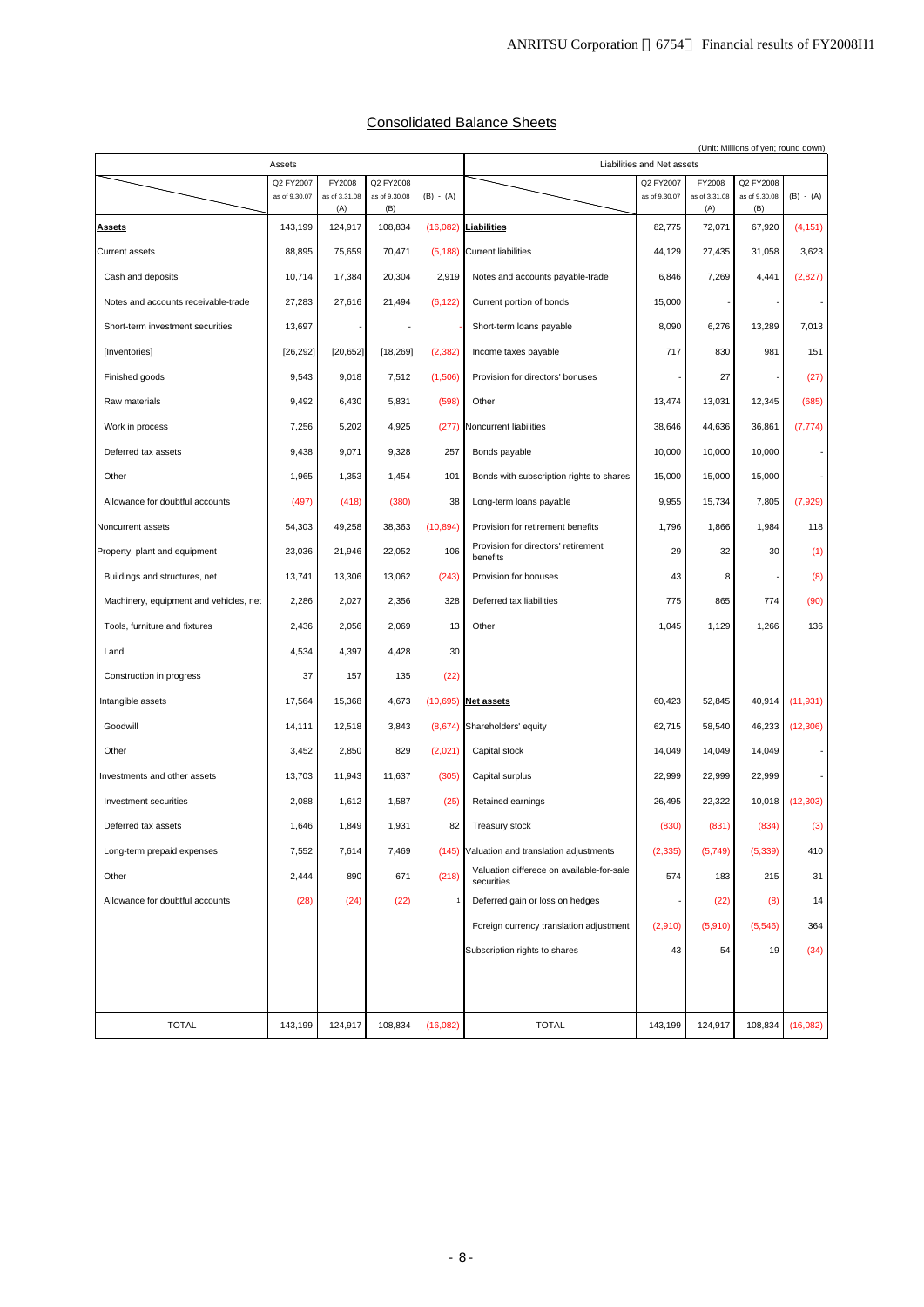## Consolidated Balance Sheets

(Unit: Millions of yen; round down)

| Assets | Q2 FY2007 as of 9.30.07 | FY2008 as of 3.31.08 (A) | Q2 FY2008 as of 9.30.08 (B) | (B) - (A) | Liabilities and Net assets | Q2 FY2007 as of 9.30.07 | FY2008 as of 3.31.08 (A) | Q2 FY2008 as of 9.30.08 (B) | (B) - (A) |
|---|---|---|---|---|---|---|---|---|---|
| **Assets** | 143,199 | 124,917 | 108,834 | (16,082) | **Liabilities** | 82,775 | 72,071 | 67,920 | (4,151) |
| Current assets | 88,895 | 75,659 | 70,471 | (5,188) | Current liabilities | 44,129 | 27,435 | 31,058 | 3,623 |
| Cash and deposits | 10,714 | 17,384 | 20,304 | 2,919 | Notes and accounts payable-trade | 6,846 | 7,269 | 4,441 | (2,827) |
| Notes and accounts receivable-trade | 27,283 | 27,616 | 21,494 | (6,122) | Current portion of bonds | 15,000 | - | - | - |
| Short-term investment securities | 13,697 | - | - | - | Short-term loans payable | 8,090 | 6,276 | 13,289 | 7,013 |
| [Inventories] | [26,292] | [20,652] | [18,269] | (2,382) | Income taxes payable | 717 | 830 | 981 | 151 |
| Finished goods | 9,543 | 9,018 | 7,512 | (1,506) | Provision for directors' bonuses | - | 27 | - | (27) |
| Raw materials | 9,492 | 6,430 | 5,831 | (598) | Other | 13,474 | 13,031 | 12,345 | (685) |
| Work in process | 7,256 | 5,202 | 4,925 | (277) | Noncurrent liabilities | 38,646 | 44,636 | 36,861 | (7,774) |
| Deferred tax assets | 9,438 | 9,071 | 9,328 | 257 | Bonds payable | 10,000 | 10,000 | 10,000 | - |
| Other | 1,965 | 1,353 | 1,454 | 101 | Bonds with subscription rights to shares | 15,000 | 15,000 | 15,000 | - |
| Allowance for doubtful accounts | (497) | (418) | (380) | 38 | Long-term loans payable | 9,955 | 15,734 | 7,805 | (7,929) |
| Noncurrent assets | 54,303 | 49,258 | 38,363 | (10,894) | Provision for retirement benefits | 1,796 | 1,866 | 1,984 | 118 |
| Property, plant and equipment | 23,036 | 21,946 | 22,052 | 106 | Provision for directors' retirement benefits | 29 | 32 | 30 | (1) |
| Buildings and structures, net | 13,741 | 13,306 | 13,062 | (243) | Provision for bonuses | 43 | 8 | - | (8) |
| Machinery, equipment and vehicles, net | 2,286 | 2,027 | 2,356 | 328 | Deferred tax liabilities | 775 | 865 | 774 | (90) |
| Tools, furniture and fixtures | 2,436 | 2,056 | 2,069 | 13 | Other | 1,045 | 1,129 | 1,266 | 136 |
| Land | 4,534 | 4,397 | 4,428 | 30 | | | | | |
| Construction in progress | 37 | 157 | 135 | (22) | | | | | |
| Intangible assets | 17,564 | 15,368 | 4,673 | (10,695) | **Net assets** | 60,423 | 52,845 | 40,914 | (11,931) |
| Goodwill | 14,111 | 12,518 | 3,843 | (8,674) | Shareholders' equity | 62,715 | 58,540 | 46,233 | (12,306) |
| Other | 3,452 | 2,850 | 829 | (2,021) | Capital stock | 14,049 | 14,049 | 14,049 | - |
| Investments and other assets | 13,703 | 11,943 | 11,637 | (305) | Capital surplus | 22,999 | 22,999 | 22,999 | - |
| Investment securities | 2,088 | 1,612 | 1,587 | (25) | Retained earnings | 26,495 | 22,322 | 10,018 | (12,303) |
| Deferred tax assets | 1,646 | 1,849 | 1,931 | 82 | Treasury stock | (830) | (831) | (834) | (3) |
| Long-term prepaid expenses | 7,552 | 7,614 | 7,469 | (145) | Valuation and translation adjustments | (2,335) | (5,749) | (5,339) | 410 |
| Other | 2,444 | 890 | 671 | (218) | Valuation difference on available-for-sale securities | 574 | 183 | 215 | 31 |
| Allowance for doubtful accounts | (28) | (24) | (22) | 1 | Deferred gain or loss on hedges | - | (22) | (8) | 14 |
| | | | | | Foreign currency translation adjustment | (2,910) | (5,910) | (5,546) | 364 |
| | | | | | Subscription rights to shares | 43 | 54 | 19 | (34) |
| TOTAL | 143,199 | 124,917 | 108,834 | (16,082) | TOTAL | 143,199 | 124,917 | 108,834 | (16,082) |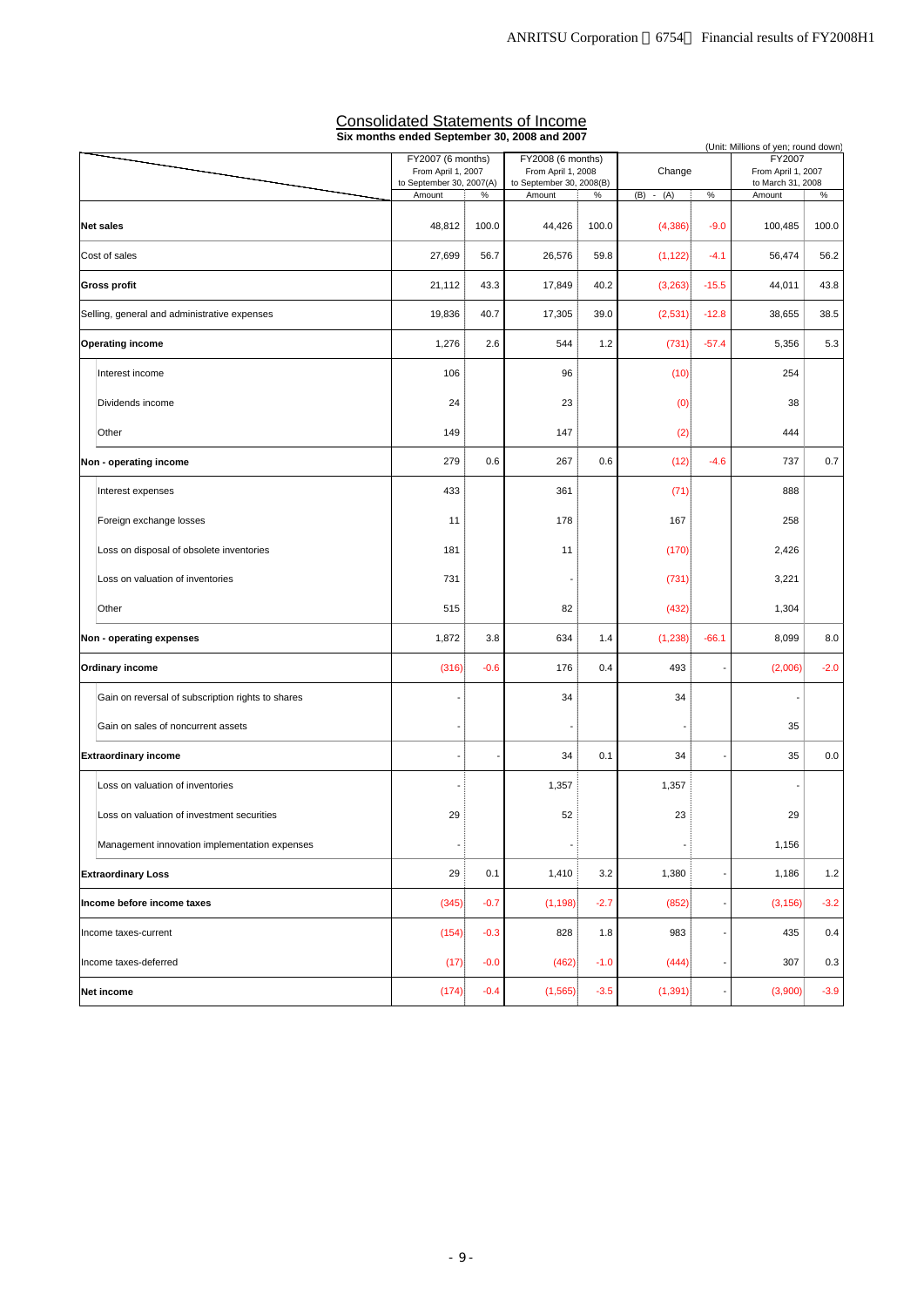# Consolidated Statements of Income

**Six months ended September 30, 2008 and 2007**

(Unit: Millions of yen; round down)

| | FY2007 (6 months) From April 1, 2007 to September 30, 2007(A) | | FY2008 (6 months) From April 1, 2008 to September 30, 2008(B) | | Change | | FY2007 From April 1, 2007 to March 31, 2008 | |
|---|---|---|---|---|---|---|---|---|
| | Amount | % | Amount | % | (B) - (A) | % | Amount | % |
| **Net sales** | 48,812 | 100.0 | 44,426 | 100.0 | (4,386) | -9.0 | 100,485 | 100.0 |
| Cost of sales | 27,699 | 56.7 | 26,576 | 59.8 | (1,122) | -4.1 | 56,474 | 56.2 |
| **Gross profit** | 21,112 | 43.3 | 17,849 | 40.2 | (3,263) | -15.5 | 44,011 | 43.8 |
| Selling, general and administrative expenses | 19,836 | 40.7 | 17,305 | 39.0 | (2,531) | -12.8 | 38,655 | 38.5 |
| **Operating income** | 1,276 | 2.6 | 544 | 1.2 | (731) | -57.4 | 5,356 | 5.3 |
| Interest income | 106 | | 96 | | (10) | | 254 | |
| Dividends income | 24 | | 23 | | (0) | | 38 | |
| Other | 149 | | 147 | | (2) | | 444 | |
| **Non - operating income** | 279 | 0.6 | 267 | 0.6 | (12) | -4.6 | 737 | 0.7 |
| Interest expenses | 433 | | 361 | | (71) | | 888 | |
| Foreign exchange losses | 11 | | 178 | | 167 | | 258 | |
| Loss on disposal of obsolete inventories | 181 | | 11 | | (170) | | 2,426 | |
| Loss on valuation of inventories | 731 | | - | | (731) | | 3,221 | |
| Other | 515 | | 82 | | (432) | | 1,304 | |
| **Non - operating expenses** | 1,872 | 3.8 | 634 | 1.4 | (1,238) | -66.1 | 8,099 | 8.0 |
| **Ordinary income** | (316) | -0.6 | 176 | 0.4 | 493 | - | (2,006) | -2.0 |
| Gain on reversal of subscription rights to shares | - | | 34 | | 34 | | - | |
| Gain on sales of noncurrent assets | - | | - | | - | | 35 | |
| **Extraordinary income** | - | - | 34 | 0.1 | 34 | - | 35 | 0.0 |
| Loss on valuation of inventories | - | | 1,357 | | 1,357 | | - | |
| Loss on valuation of investment securities | 29 | | 52 | | 23 | | 29 | |
| Management innovation implementation expenses | - | | - | | - | | 1,156 | |
| **Extraordinary Loss** | 29 | 0.1 | 1,410 | 3.2 | 1,380 | - | 1,186 | 1.2 |
| **Income before income taxes** | (345) | -0.7 | (1,198) | -2.7 | (852) | - | (3,156) | -3.2 |
| Income taxes-current | (154) | -0.3 | 828 | 1.8 | 983 | - | 435 | 0.4 |
| Income taxes-deferred | (17) | -0.0 | (462) | -1.0 | (444) | - | 307 | 0.3 |
| **Net income** | (174) | -0.4 | (1,565) | -3.5 | (1,391) | - | (3,900) | -3.9 |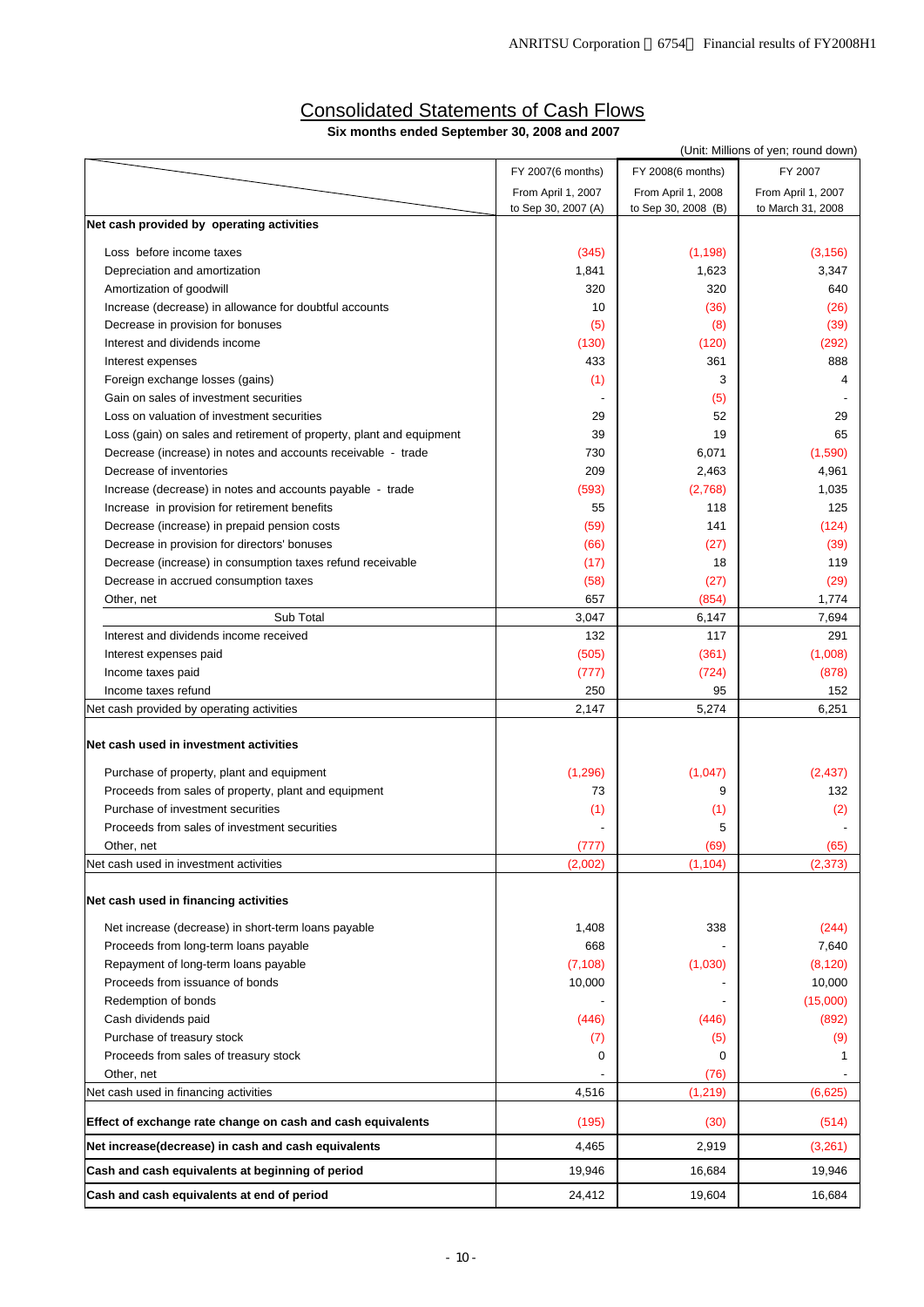# Consolidated Statements of Cash Flows

**Six months ended September 30, 2008 and 2007**

(Unit: Millions of yen; round down)

| | FY 2007(6 months) From April 1, 2007 to Sep 30, 2007 (A) | FY 2008(6 months) From April 1, 2008 to Sep 30, 2008 (B) | FY 2007 From April 1, 2007 to March 31, 2008 |
|---|---|---|---|
| **Net cash provided by operating activities** | | | |
| Loss before income taxes | (345) | (1,198) | (3,156) |
| Depreciation and amortization | 1,841 | 1,623 | 3,347 |
| Amortization of goodwill | 320 | 320 | 640 |
| Increase (decrease) in allowance for doubtful accounts | 10 | (36) | (26) |
| Decrease in provision for bonuses | (5) | (8) | (39) |
| Interest and dividends income | (130) | (120) | (292) |
| Interest expenses | 433 | 361 | 888 |
| Foreign exchange losses (gains) | (1) | 3 | 4 |
| Gain on sales of investment securities | - | (5) | - |
| Loss on valuation of investment securities | 29 | 52 | 29 |
| Loss (gain) on sales and retirement of property, plant and equipment | 39 | 19 | 65 |
| Decrease (increase) in notes and accounts receivable - trade | 730 | 6,071 | (1,590) |
| Decrease of inventories | 209 | 2,463 | 4,961 |
| Increase (decrease) in notes and accounts payable - trade | (593) | (2,768) | 1,035 |
| Increase in provision for retirement benefits | 55 | 118 | 125 |
| Decrease (increase) in prepaid pension costs | (59) | 141 | (124) |
| Decrease in provision for directors' bonuses | (66) | (27) | (39) |
| Decrease (increase) in consumption taxes refund receivable | (17) | 18 | 119 |
| Decrease in accrued consumption taxes | (58) | (27) | (29) |
| Other, net | 657 | (854) | 1,774 |
| Sub Total | 3,047 | 6,147 | 7,694 |
| Interest and dividends income received | 132 | 117 | 291 |
| Interest expenses paid | (505) | (361) | (1,008) |
| Income taxes paid | (777) | (724) | (878) |
| Income taxes refund | 250 | 95 | 152 |
| Net cash provided by operating activities | 2,147 | 5,274 | 6,251 |
| **Net cash used in investment activities** | | | |
| Purchase of property, plant and equipment | (1,296) | (1,047) | (2,437) |
| Proceeds from sales of property, plant and equipment | 73 | 9 | 132 |
| Purchase of investment securities | (1) | (1) | (2) |
| Proceeds from sales of investment securities | - | 5 | - |
| Other, net | (777) | (69) | (65) |
| Net cash used in investment activities | (2,002) | (1,104) | (2,373) |
| **Net cash used in financing activities** | | | |
| Net increase (decrease) in short-term loans payable | 1,408 | 338 | (244) |
| Proceeds from long-term loans payable | 668 | - | 7,640 |
| Repayment of long-term loans payable | (7,108) | (1,030) | (8,120) |
| Proceeds from issuance of bonds | 10,000 | - | 10,000 |
| Redemption of bonds | - | - | (15,000) |
| Cash dividends paid | (446) | (446) | (892) |
| Purchase of treasury stock | (7) | (5) | (9) |
| Proceeds from sales of treasury stock | 0 | 0 | 1 |
| Other, net | - | (76) | - |
| Net cash used in financing activities | 4,516 | (1,219) | (6,625) |
| **Effect of exchange rate change on cash and cash equivalents** | (195) | (30) | (514) |
| **Net increase(decrease) in cash and cash equivalents** | 4,465 | 2,919 | (3,261) |
| **Cash and cash equivalents at beginning of period** | 19,946 | 16,684 | 19,946 |
| **Cash and cash equivalents at end of period** | 24,412 | 19,604 | 16,684 |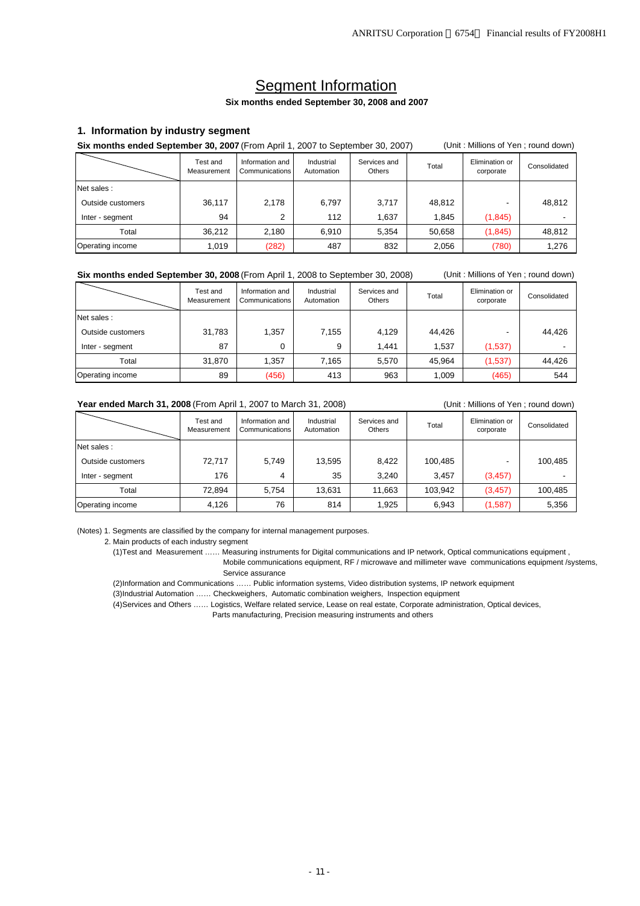# Segment Information

**Six months ended September 30, 2008 and 2007**

## 1. Information by industry segment

**Six months ended September 30, 2007** (From April 1, 2007 to September 30, 2007) (Unit : Millions of Yen ; round down)

| | Test and Measurement | Information and Communications | Industrial Automation | Services and Others | Total | Elimination or corporate | Consolidated |
|---|---|---|---|---|---|---|---|
| Net sales : | | | | | | | |
| Outside customers | 36,117 | 2,178 | 6,797 | 3,717 | 48,812 | - | 48,812 |
| Inter - segment | 94 | 2 | 112 | 1,637 | 1,845 | (1,845) | - |
| Total | 36,212 | 2,180 | 6,910 | 5,354 | 50,658 | (1,845) | 48,812 |
| Operating income | 1,019 | (282) | 487 | 832 | 2,056 | (780) | 1,276 |

**Six months ended September 30, 2008** (From April 1, 2008 to September 30, 2008) (Unit : Millions of Yen ; round down)

| | Test and Measurement | Information and Communications | Industrial Automation | Services and Others | Total | Elimination or corporate | Consolidated |
|---|---|---|---|---|---|---|---|
| Net sales : | | | | | | | |
| Outside customers | 31,783 | 1,357 | 7,155 | 4,129 | 44,426 | - | 44,426 |
| Inter - segment | 87 | 0 | 9 | 1,441 | 1,537 | (1,537) | - |
| Total | 31,870 | 1,357 | 7,165 | 5,570 | 45,964 | (1,537) | 44,426 |
| Operating income | 89 | (456) | 413 | 963 | 1,009 | (465) | 544 |

**Year ended March 31, 2008** (From April 1, 2007 to March 31, 2008) (Unit : Millions of Yen ; round down)

| | Test and Measurement | Information and Communications | Industrial Automation | Services and Others | Total | Elimination or corporate | Consolidated |
|---|---|---|---|---|---|---|---|
| Net sales : | | | | | | | |
| Outside customers | 72,717 | 5,749 | 13,595 | 8,422 | 100,485 | - | 100,485 |
| Inter - segment | 176 | 4 | 35 | 3,240 | 3,457 | (3,457) | - |
| Total | 72,894 | 5,754 | 13,631 | 11,663 | 103,942 | (3,457) | 100,485 |
| Operating income | 4,126 | 76 | 814 | 1,925 | 6,943 | (1,587) | 5,356 |

(Notes) 1. Segments are classified by the company for internal management purposes.

2. Main products of each industry segment

(1)Test and Measurement …… Measuring instruments for Digital communications and IP network, Optical communications equipment , Mobile communications equipment, RF / microwave and millimeter wave communications equipment /systems, Service assurance

(2)Information and Communications …… Public information systems, Video distribution systems, IP network equipment

(3)Industrial Automation …… Checkweighers, Automatic combination weighers, Inspection equipment

(4)Services and Others …… Logistics, Welfare related service, Lease on real estate, Corporate administration, Optical devices, Parts manufacturing, Precision measuring instruments and others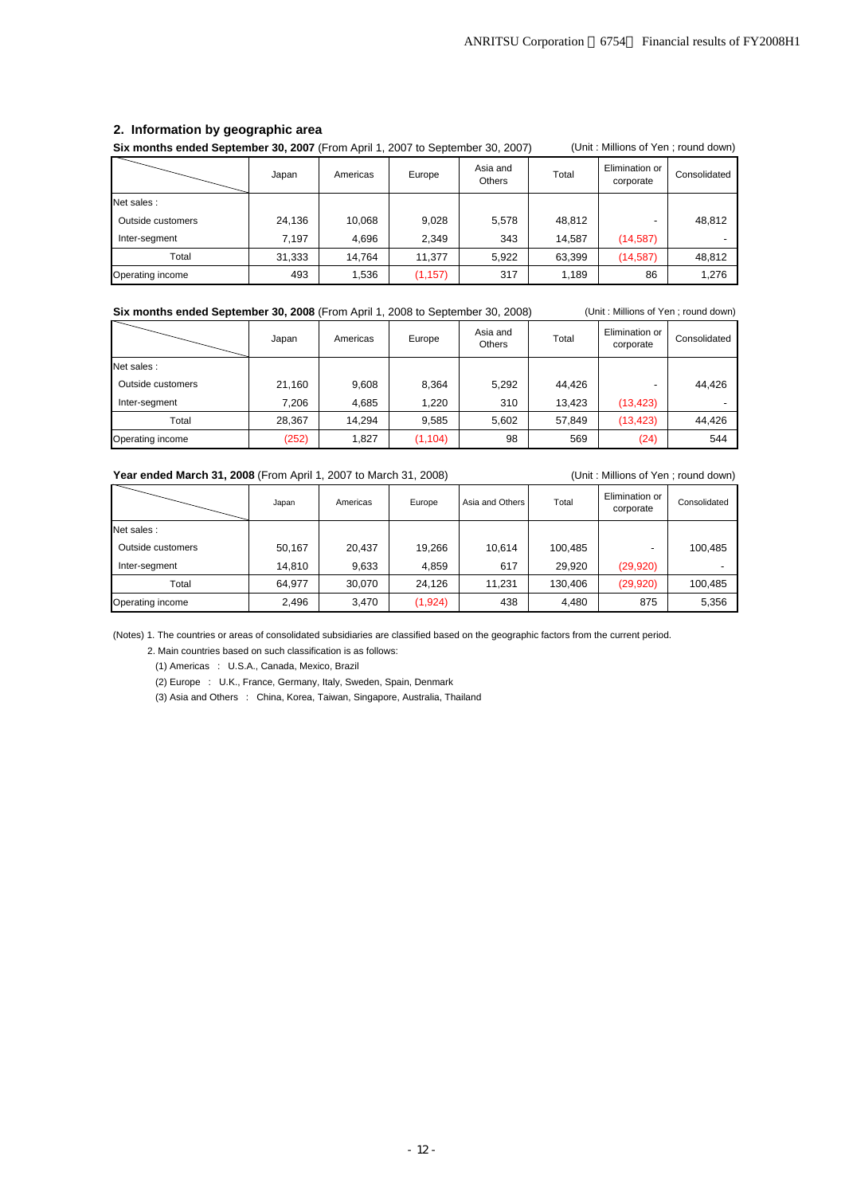## 2. Information by geographic area

**Six months ended September 30, 2007** (From April 1, 2007 to September 30, 2007) (Unit : Millions of Yen ; round down)

| | Japan | Americas | Europe | Asia and Others | Total | Elimination or corporate | Consolidated |
|---|---|---|---|---|---|---|---|
| Net sales : | | | | | | | |
| Outside customers | 24,136 | 10,068 | 9,028 | 5,578 | 48,812 | - | 48,812 |
| Inter-segment | 7,197 | 4,696 | 2,349 | 343 | 14,587 | (14,587) | - |
| Total | 31,333 | 14,764 | 11,377 | 5,922 | 63,399 | (14,587) | 48,812 |
| Operating income | 493 | 1,536 | (1,157) | 317 | 1,189 | 86 | 1,276 |

**Six months ended September 30, 2008** (From April 1, 2008 to September 30, 2008) (Unit : Millions of Yen ; round down)

| | Japan | Americas | Europe | Asia and Others | Total | Elimination or corporate | Consolidated |
|---|---|---|---|---|---|---|---|
| Net sales : | | | | | | | |
| Outside customers | 21,160 | 9,608 | 8,364 | 5,292 | 44,426 | - | 44,426 |
| Inter-segment | 7,206 | 4,685 | 1,220 | 310 | 13,423 | (13,423) | - |
| Total | 28,367 | 14,294 | 9,585 | 5,602 | 57,849 | (13,423) | 44,426 |
| Operating income | (252) | 1,827 | (1,104) | 98 | 569 | (24) | 544 |

**Year ended March 31, 2008** (From April 1, 2007 to March 31, 2008) (Unit : Millions of Yen ; round down)

| | Japan | Americas | Europe | Asia and Others | Total | Elimination or corporate | Consolidated |
|---|---|---|---|---|---|---|---|
| Net sales : | | | | | | | |
| Outside customers | 50,167 | 20,437 | 19,266 | 10,614 | 100,485 | - | 100,485 |
| Inter-segment | 14,810 | 9,633 | 4,859 | 617 | 29,920 | (29,920) | - |
| Total | 64,977 | 30,070 | 24,126 | 11,231 | 130,406 | (29,920) | 100,485 |
| Operating income | 2,496 | 3,470 | (1,924) | 438 | 4,480 | 875 | 5,356 |

(Notes) 1. The countries or areas of consolidated subsidiaries are classified based on the geographic factors from the current period.

2. Main countries based on such classification is as follows:

(1) Americas : U.S.A., Canada, Mexico, Brazil

(2) Europe : U.K., France, Germany, Italy, Sweden, Spain, Denmark

(3) Asia and Others : China, Korea, Taiwan, Singapore, Australia, Thailand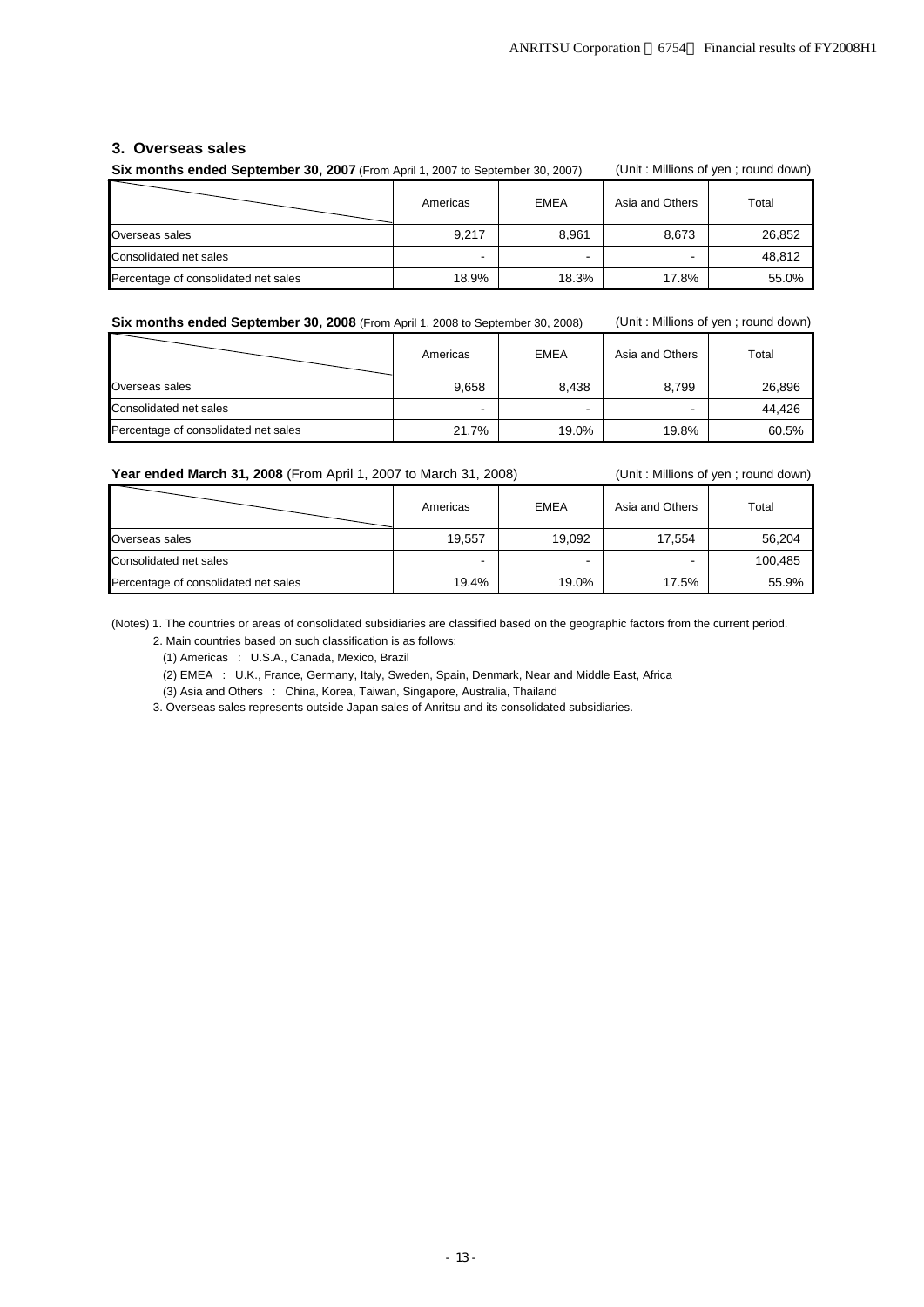## 3. Overseas sales

**Six months ended September 30, 2007** (From April 1, 2007 to September 30, 2007) (Unit : Millions of yen ; round down)

| | Americas | EMEA | Asia and Others | Total |
|---|---|---|---|---|
| Overseas sales | 9,217 | 8,961 | 8,673 | 26,852 |
| Consolidated net sales | - | - | - | 48,812 |
| Percentage of consolidated net sales | 18.9% | 18.3% | 17.8% | 55.0% |

**Six months ended September 30, 2008** (From April 1, 2008 to September 30, 2008) (Unit : Millions of yen ; round down)

| | Americas | EMEA | Asia and Others | Total |
|---|---|---|---|---|
| Overseas sales | 9,658 | 8,438 | 8,799 | 26,896 |
| Consolidated net sales | - | - | - | 44,426 |
| Percentage of consolidated net sales | 21.7% | 19.0% | 19.8% | 60.5% |

**Year ended March 31, 2008** (From April 1, 2007 to March 31, 2008) (Unit : Millions of yen ; round down)

| | Americas | EMEA | Asia and Others | Total |
|---|---|---|---|---|
| Overseas sales | 19,557 | 19,092 | 17,554 | 56,204 |
| Consolidated net sales | - | - | - | 100,485 |
| Percentage of consolidated net sales | 19.4% | 19.0% | 17.5% | 55.9% |

(Notes) 1. The countries or areas of consolidated subsidiaries are classified based on the geographic factors from the current period.

2. Main countries based on such classification is as follows:

(1) Americas : U.S.A., Canada, Mexico, Brazil

(2) EMEA : U.K., France, Germany, Italy, Sweden, Spain, Denmark, Near and Middle East, Africa

(3) Asia and Others : China, Korea, Taiwan, Singapore, Australia, Thailand

3. Overseas sales represents outside Japan sales of Anritsu and its consolidated subsidiaries.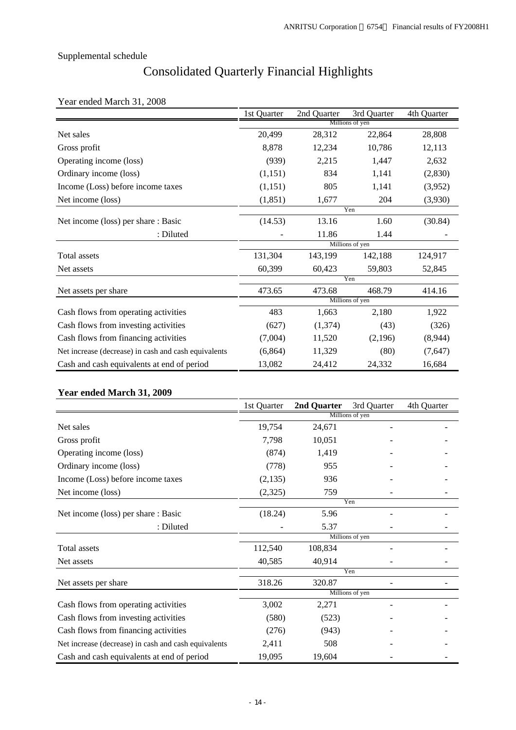Supplemental schedule

# Consolidated Quarterly Financial Highlights

Year ended March 31, 2008

| | 1st Quarter | 2nd Quarter | 3rd Quarter | 4th Quarter |
|---|---|---|---|---|
| | Millions of yen | | | |
| Net sales | 20,499 | 28,312 | 22,864 | 28,808 |
| Gross profit | 8,878 | 12,234 | 10,786 | 12,113 |
| Operating income (loss) | (939) | 2,215 | 1,447 | 2,632 |
| Ordinary income (loss) | (1,151) | 834 | 1,141 | (2,830) |
| Income (Loss) before income taxes | (1,151) | 805 | 1,141 | (3,952) |
| Net income (loss) | (1,851) | 1,677 | 204 | (3,930) |
| | Yen | | | |
| Net income (loss) per share : Basic | (14.53) | 13.16 | 1.60 | (30.84) |
| : Diluted | - | 11.86 | 1.44 | - |
| | Millions of yen | | | |
| Total assets | 131,304 | 143,199 | 142,188 | 124,917 |
| Net assets | 60,399 | 60,423 | 59,803 | 52,845 |
| | Yen | | | |
| Net assets per share | 473.65 | 473.68 | 468.79 | 414.16 |
| | Millions of yen | | | |
| Cash flows from operating activities | 483 | 1,663 | 2,180 | 1,922 |
| Cash flows from investing activities | (627) | (1,374) | (43) | (326) |
| Cash flows from financing activities | (7,004) | 11,520 | (2,196) | (8,944) |
| Net increase (decrease) in cash and cash equivalents | (6,864) | 11,329 | (80) | (7,647) |
| Cash and cash equivalents at end of period | 13,082 | 24,412 | 24,332 | 16,684 |

**Year ended March 31, 2009**

| | 1st Quarter | **2nd Quarter** | 3rd Quarter | 4th Quarter |
|---|---|---|---|---|
| | Millions of yen | | | |
| Net sales | 19,754 | 24,671 | - | - |
| Gross profit | 7,798 | 10,051 | - | - |
| Operating income (loss) | (874) | 1,419 | - | - |
| Ordinary income (loss) | (778) | 955 | - | - |
| Income (Loss) before income taxes | (2,135) | 936 | - | - |
| Net income (loss) | (2,325) | 759 | - | - |
| | Yen | | | |
| Net income (loss) per share : Basic | (18.24) | 5.96 | - | - |
| : Diluted | - | 5.37 | - | - |
| | Millions of yen | | | |
| Total assets | 112,540 | 108,834 | - | - |
| Net assets | 40,585 | 40,914 | - | - |
| | Yen | | | |
| Net assets per share | 318.26 | 320.87 | - | - |
| | Millions of yen | | | |
| Cash flows from operating activities | 3,002 | 2,271 | - | - |
| Cash flows from investing activities | (580) | (523) | - | - |
| Cash flows from financing activities | (276) | (943) | - | - |
| Net increase (decrease) in cash and cash equivalents | 2,411 | 508 | - | - |
| Cash and cash equivalents at end of period | 19,095 | 19,604 | - | - |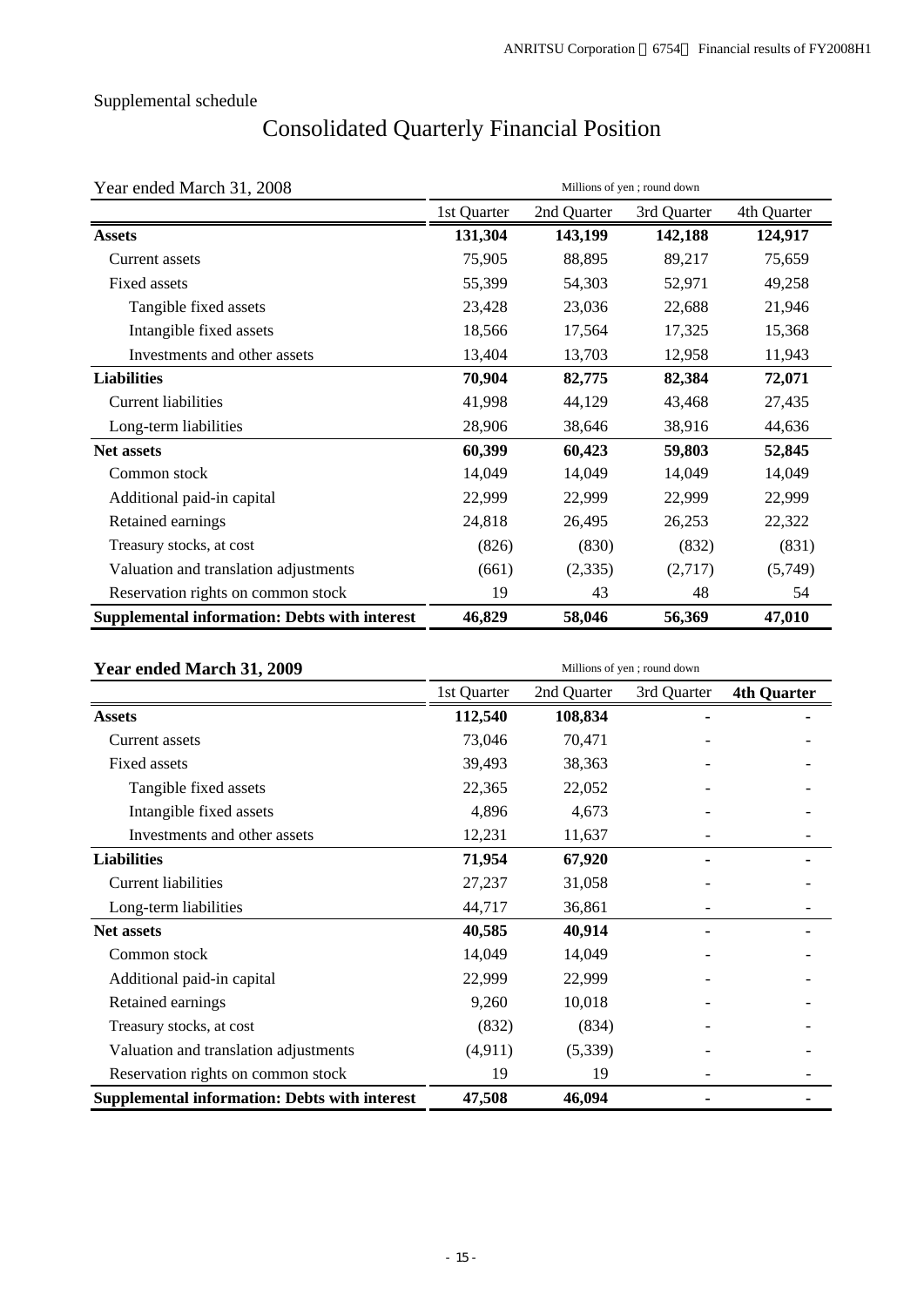Supplemental schedule

# Consolidated Quarterly Financial Position

Year ended March 31, 2008

Millions of yen ; round down

| | 1st Quarter | 2nd Quarter | 3rd Quarter | 4th Quarter |
|---|---|---|---|---|
| **Assets** | **131,304** | **143,199** | **142,188** | **124,917** |
| Current assets | 75,905 | 88,895 | 89,217 | 75,659 |
| Fixed assets | 55,399 | 54,303 | 52,971 | 49,258 |
| Tangible fixed assets | 23,428 | 23,036 | 22,688 | 21,946 |
| Intangible fixed assets | 18,566 | 17,564 | 17,325 | 15,368 |
| Investments and other assets | 13,404 | 13,703 | 12,958 | 11,943 |
| **Liabilities** | **70,904** | **82,775** | **82,384** | **72,071** |
| Current liabilities | 41,998 | 44,129 | 43,468 | 27,435 |
| Long-term liabilities | 28,906 | 38,646 | 38,916 | 44,636 |
| **Net assets** | **60,399** | **60,423** | **59,803** | **52,845** |
| Common stock | 14,049 | 14,049 | 14,049 | 14,049 |
| Additional paid-in capital | 22,999 | 22,999 | 22,999 | 22,999 |
| Retained earnings | 24,818 | 26,495 | 26,253 | 22,322 |
| Treasury stocks, at cost | (826) | (830) | (832) | (831) |
| Valuation and translation adjustments | (661) | (2,335) | (2,717) | (5,749) |
| Reservation rights on common stock | 19 | 43 | 48 | 54 |
| **Supplemental information: Debts with interest** | **46,829** | **58,046** | **56,369** | **47,010** |

**Year ended March 31, 2009**

Millions of yen ; round down

| | 1st Quarter | 2nd Quarter | 3rd Quarter | **4th Quarter** |
|---|---|---|---|---|
| **Assets** | **112,540** | **108,834** | **-** | **-** |
| Current assets | 73,046 | 70,471 | - | - |
| Fixed assets | 39,493 | 38,363 | - | - |
| Tangible fixed assets | 22,365 | 22,052 | - | - |
| Intangible fixed assets | 4,896 | 4,673 | - | - |
| Investments and other assets | 12,231 | 11,637 | - | - |
| **Liabilities** | **71,954** | **67,920** | **-** | **-** |
| Current liabilities | 27,237 | 31,058 | - | - |
| Long-term liabilities | 44,717 | 36,861 | - | - |
| **Net assets** | **40,585** | **40,914** | **-** | **-** |
| Common stock | 14,049 | 14,049 | - | - |
| Additional paid-in capital | 22,999 | 22,999 | - | - |
| Retained earnings | 9,260 | 10,018 | - | - |
| Treasury stocks, at cost | (832) | (834) | - | - |
| Valuation and translation adjustments | (4,911) | (5,339) | - | - |
| Reservation rights on common stock | 19 | 19 | - | - |
| **Supplemental information: Debts with interest** | **47,508** | **46,094** | **-** | **-** |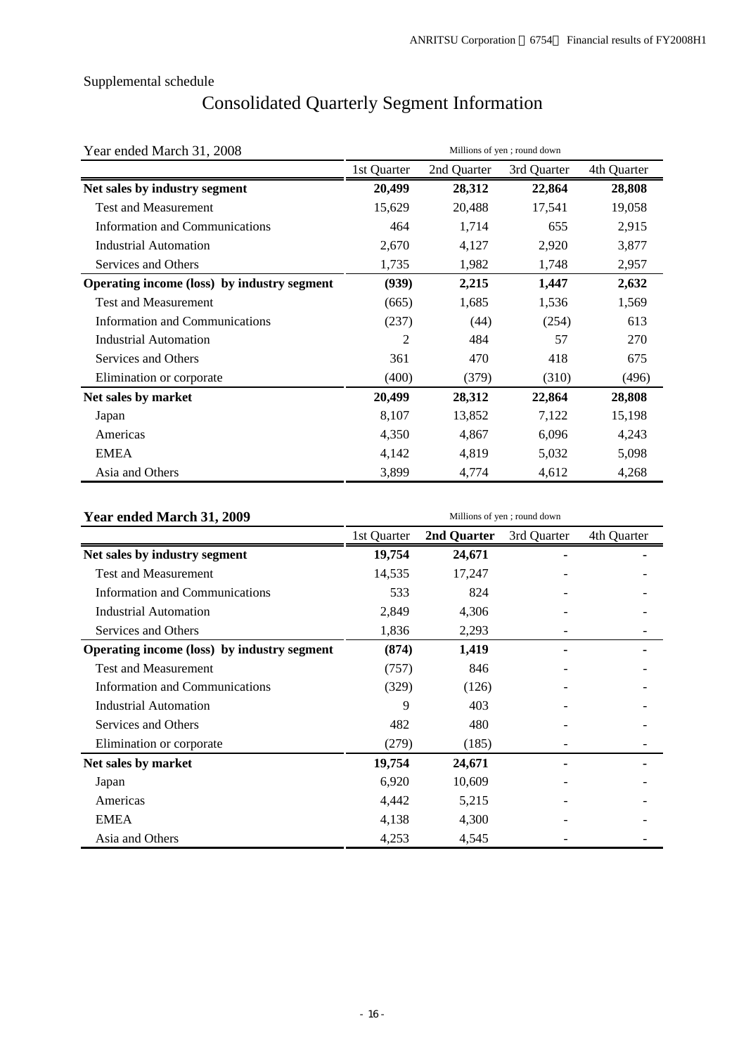Supplemental schedule

# Consolidated Quarterly Segment Information

Year ended March 31, 2008

Millions of yen ; round down

| | 1st Quarter | 2nd Quarter | 3rd Quarter | 4th Quarter |
|---|---|---|---|---|
| **Net sales by industry segment** | **20,499** | **28,312** | **22,864** | **28,808** |
| Test and Measurement | 15,629 | 20,488 | 17,541 | 19,058 |
| Information and Communications | 464 | 1,714 | 655 | 2,915 |
| Industrial Automation | 2,670 | 4,127 | 2,920 | 3,877 |
| Services and Others | 1,735 | 1,982 | 1,748 | 2,957 |
| **Operating income (loss) by industry segment** | **(939)** | **2,215** | **1,447** | **2,632** |
| Test and Measurement | (665) | 1,685 | 1,536 | 1,569 |
| Information and Communications | (237) | (44) | (254) | 613 |
| Industrial Automation | 2 | 484 | 57 | 270 |
| Services and Others | 361 | 470 | 418 | 675 |
| Elimination or corporate | (400) | (379) | (310) | (496) |
| **Net sales by market** | **20,499** | **28,312** | **22,864** | **28,808** |
| Japan | 8,107 | 13,852 | 7,122 | 15,198 |
| Americas | 4,350 | 4,867 | 6,096 | 4,243 |
| EMEA | 4,142 | 4,819 | 5,032 | 5,098 |
| Asia and Others | 3,899 | 4,774 | 4,612 | 4,268 |

**Year ended March 31, 2009**

Millions of yen ; round down

| | 1st Quarter | **2nd Quarter** | 3rd Quarter | 4th Quarter |
|---|---|---|---|---|
| **Net sales by industry segment** | **19,754** | **24,671** | **-** | **-** |
| Test and Measurement | 14,535 | 17,247 | - | - |
| Information and Communications | 533 | 824 | - | - |
| Industrial Automation | 2,849 | 4,306 | - | - |
| Services and Others | 1,836 | 2,293 | - | - |
| **Operating income (loss) by industry segment** | **(874)** | **1,419** | **-** | **-** |
| Test and Measurement | (757) | 846 | - | - |
| Information and Communications | (329) | (126) | - | - |
| Industrial Automation | 9 | 403 | - | - |
| Services and Others | 482 | 480 | - | - |
| Elimination or corporate | (279) | (185) | - | - |
| **Net sales by market** | **19,754** | **24,671** | **-** | **-** |
| Japan | 6,920 | 10,609 | - | - |
| Americas | 4,442 | 5,215 | - | - |
| EMEA | 4,138 | 4,300 | - | - |
| Asia and Others | 4,253 | 4,545 | - | - |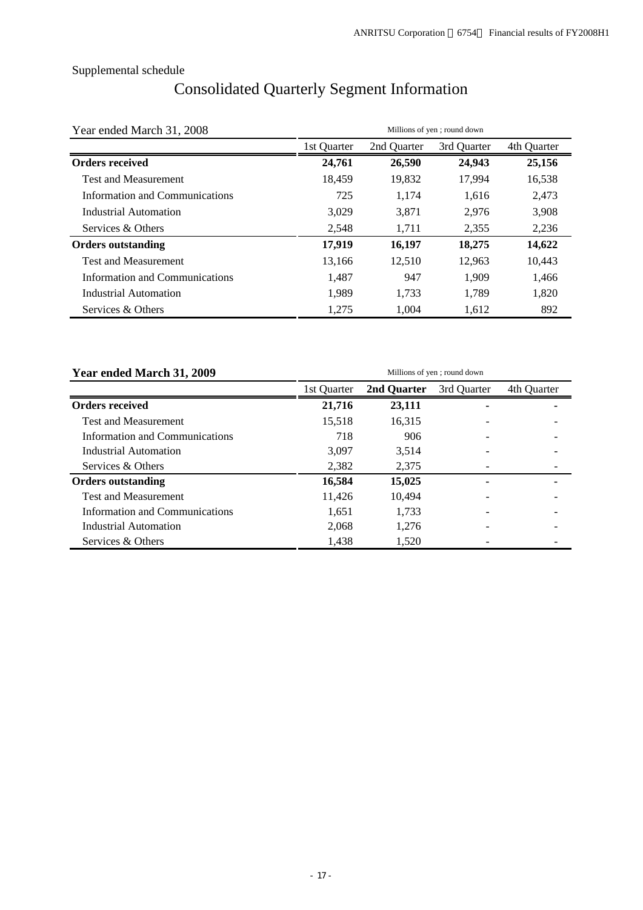Supplemental schedule

# Consolidated Quarterly Segment Information

Year ended March 31, 2008

Millions of yen ; round down

| | 1st Quarter | 2nd Quarter | 3rd Quarter | 4th Quarter |
|---|---|---|---|---|
| **Orders received** | **24,761** | **26,590** | **24,943** | **25,156** |
| Test and Measurement | 18,459 | 19,832 | 17,994 | 16,538 |
| Information and Communications | 725 | 1,174 | 1,616 | 2,473 |
| Industrial Automation | 3,029 | 3,871 | 2,976 | 3,908 |
| Services & Others | 2,548 | 1,711 | 2,355 | 2,236 |
| **Orders outstanding** | **17,919** | **16,197** | **18,275** | **14,622** |
| Test and Measurement | 13,166 | 12,510 | 12,963 | 10,443 |
| Information and Communications | 1,487 | 947 | 1,909 | 1,466 |
| Industrial Automation | 1,989 | 1,733 | 1,789 | 1,820 |
| Services & Others | 1,275 | 1,004 | 1,612 | 892 |

**Year ended March 31, 2009**

Millions of yen ; round down

| | 1st Quarter | **2nd Quarter** | 3rd Quarter | 4th Quarter |
|---|---|---|---|---|
| **Orders received** | **21,716** | **23,111** | **-** | **-** |
| Test and Measurement | 15,518 | 16,315 | - | - |
| Information and Communications | 718 | 906 | - | - |
| Industrial Automation | 3,097 | 3,514 | - | - |
| Services & Others | 2,382 | 2,375 | - | - |
| **Orders outstanding** | **16,584** | **15,025** | **-** | **-** |
| Test and Measurement | 11,426 | 10,494 | - | - |
| Information and Communications | 1,651 | 1,733 | - | - |
| Industrial Automation | 2,068 | 1,276 | - | - |
| Services & Others | 1,438 | 1,520 | - | - |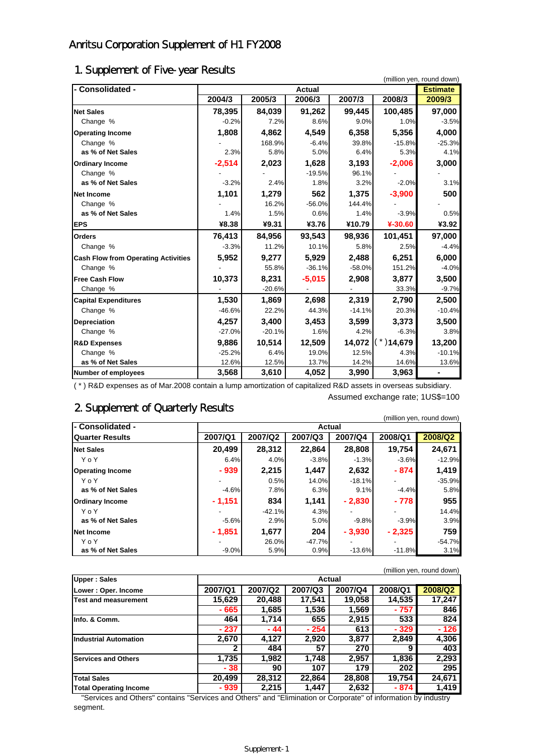# Anritsu Corporation Supplement of H1 FY2008

## 1. Supplement of Five-year Results

(million yen, round down)

| - Consolidated - | Actual | | | | | Estimate |
|---|---|---|---|---|---|---|
| | 2004/3 | 2005/3 | 2006/3 | 2007/3 | 2008/3 | 2009/3 |
| **Net Sales** | 78,395 | 84,039 | 91,262 | 99,445 | 100,485 | 97,000 |
| Change % | -0.2% | 7.2% | 8.6% | 9.0% | 1.0% | -3.5% |
| **Operating Income** | 1,808 | 4,862 | 4,549 | 6,358 | 5,356 | 4,000 |
| Change % | - | 168.9% | -6.4% | 39.8% | -15.8% | -25.3% |
| as % of Net Sales | 2.3% | 5.8% | 5.0% | 6.4% | 5.3% | 4.1% |
| **Ordinary Income** | -2,514 | 2,023 | 1,628 | 3,193 | -2,006 | 3,000 |
| Change % | - | - | -19.5% | 96.1% | - | - |
| as % of Net Sales | -3.2% | 2.4% | 1.8% | 3.2% | -2.0% | 3.1% |
| **Net Income** | 1,101 | 1,279 | 562 | 1,375 | -3,900 | 500 |
| Change % | - | 16.2% | -56.0% | 144.4% | - | - |
| as % of Net Sales | 1.4% | 1.5% | 0.6% | 1.4% | -3.9% | 0.5% |
| **EPS** | ¥8.38 | ¥9.31 | ¥3.76 | ¥10.79 | ¥-30.60 | ¥3.92 |
| **Orders** | 76,413 | 84,956 | 93,543 | 98,936 | 101,451 | 97,000 |
| Change % | -3.3% | 11.2% | 10.1% | 5.8% | 2.5% | -4.4% |
| **Cash Flow from Operating Activities** | 5,952 | 9,277 | 5,929 | 2,488 | 6,251 | 6,000 |
| Change % | - | 55.8% | -36.1% | -58.0% | 151.2% | -4.0% |
| **Free Cash Flow** | 10,373 | 8,231 | -5,015 | 2,908 | 3,877 | 3,500 |
| Change % | - | -20.6% | - | - | 33.3% | -9.7% |
| **Capital Expenditures** | 1,530 | 1,869 | 2,698 | 2,319 | 2,790 | 2,500 |
| Change % | -46.6% | 22.2% | 44.3% | -14.1% | 20.3% | -10.4% |
| **Depreciation** | 4,257 | 3,400 | 3,453 | 3,599 | 3,373 | 3,500 |
| Change % | -27.0% | -20.1% | 1.6% | 4.2% | -6.3% | 3.8% |
| **R&D Expenses** | 9,886 | 10,514 | 12,509 | 14,072 | (*)14,679 | 13,200 |
| Change % | -25.2% | 6.4% | 19.0% | 12.5% | 4.3% | -10.1% |
| as % of Net Sales | 12.6% | 12.5% | 13.7% | 14.2% | 14.6% | 13.6% |
| **Number of employees** | 3,568 | 3,610 | 4,052 | 3,990 | 3,963 | - |

(*) R&D expenses as of Mar.2008 contain a lump amortization of capitalized R&D assets in overseas subsidiary.

Assumed exchange rate; 1US$=100

## 2. Supplement of Quarterly Results

(million yen, round down)

| - Consolidated - | Actual | | | | | |
|---|---|---|---|---|---|---|
| **Quarter Results** | 2007/Q1 | 2007/Q2 | 2007/Q3 | 2007/Q4 | 2008/Q1 | 2008/Q2 |
| **Net Sales** | 20,499 | 28,312 | 22,864 | 28,808 | 19,754 | 24,671 |
| YoY | 6.4% | 4.0% | -3.8% | -1.3% | -3.6% | -12.9% |
| **Operating Income** | - 939 | 2,215 | 1,447 | 2,632 | - 874 | 1,419 |
| YoY | - | 0.5% | 14.0% | -18.1% | - | -35.9% |
| as % of Net Sales | -4.6% | 7.8% | 6.3% | 9.1% | -4.4% | 5.8% |
| **Ordinary Income** | - 1,151 | 834 | 1,141 | - 2,830 | - 778 | 955 |
| YoY | - | -42.1% | 4.3% | - | - | 14.4% |
| as % of Net Sales | -5.6% | 2.9% | 5.0% | -9.8% | -3.9% | 3.9% |
| **Net Income** | - 1,851 | 1,677 | 204 | - 3,930 | - 2,325 | 759 |
| YoY | - | 26.0% | -47.7% | - | - | -54.7% |
| as % of Net Sales | -9.0% | 5.9% | 0.9% | -13.6% | -11.8% | 3.1% |

(million yen, round down)

| Upper : Sales | Actual | | | | | |
|---|---|---|---|---|---|---|
| Lower : Oper. Income | 2007/Q1 | 2007/Q2 | 2007/Q3 | 2007/Q4 | 2008/Q1 | 2008/Q2 |
| **Test and measurement** | 15,629 | 20,488 | 17,541 | 19,058 | 14,535 | 17,247 |
| | - 665 | 1,685 | 1,536 | 1,569 | - 757 | 846 |
| **Info. & Comm.** | 464 | 1,714 | 655 | 2,915 | 533 | 824 |
| | - 237 | - 44 | - 254 | 613 | - 329 | - 126 |
| **Industrial Automation** | 2,670 | 4,127 | 2,920 | 3,877 | 2,849 | 4,306 |
| | 2 | 484 | 57 | 270 | 9 | 403 |
| **Services and Others** | 1,735 | 1,982 | 1,748 | 2,957 | 1,836 | 2,293 |
| | - 38 | 90 | 107 | 179 | 202 | 295 |
| **Total Sales** | 20,499 | 28,312 | 22,864 | 28,808 | 19,754 | 24,671 |
| **Total Operating Income** | - 939 | 2,215 | 1,447 | 2,632 | - 874 | 1,419 |

"Services and Others" contains "Services and Others" and "Elimination or Corporate" of information by industry segment.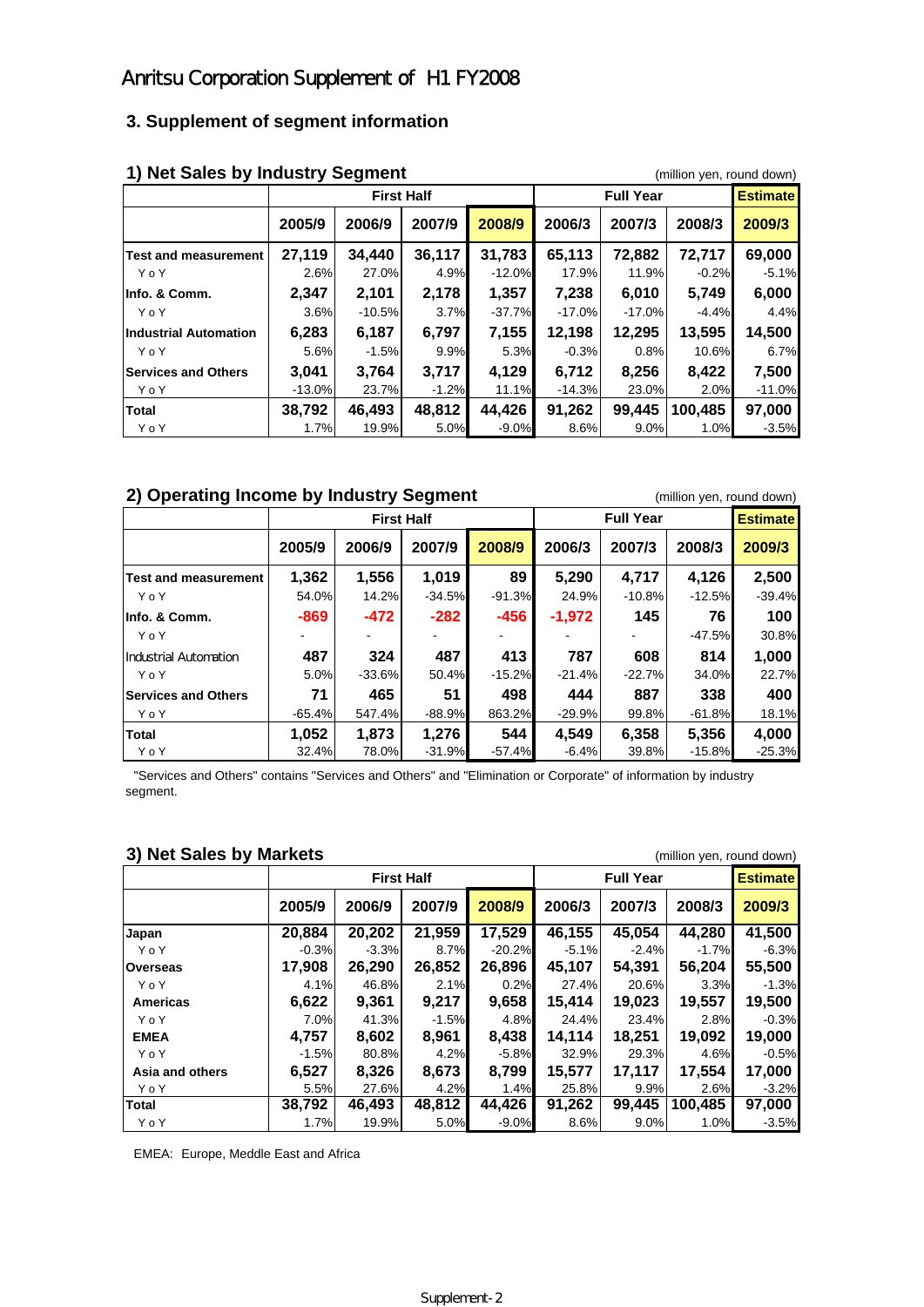# Anritsu Corporation Supplement of H1 FY2008

## 3. Supplement of segment information

### 1) Net Sales by Industry Segment

(million yen, round down)

| | First Half | | | | Full Year | | | Estimate |
|---|---|---|---|---|---|---|---|---|
| | 2005/9 | 2006/9 | 2007/9 | 2008/9 | 2006/3 | 2007/3 | 2008/3 | 2009/3 |
| Test and measurement | 27,119 | 34,440 | 36,117 | 31,783 | 65,113 | 72,882 | 72,717 | 69,000 |
| YoY | 2.6% | 27.0% | 4.9% | -12.0% | 17.9% | 11.9% | -0.2% | -5.1% |
| Info. & Comm. | 2,347 | 2,101 | 2,178 | 1,357 | 7,238 | 6,010 | 5,749 | 6,000 |
| YoY | 3.6% | -10.5% | 3.7% | -37.7% | -17.0% | -17.0% | -4.4% | 4.4% |
| Industrial Automation | 6,283 | 6,187 | 6,797 | 7,155 | 12,198 | 12,295 | 13,595 | 14,500 |
| YoY | 5.6% | -1.5% | 9.9% | 5.3% | -0.3% | 0.8% | 10.6% | 6.7% |
| Services and Others | 3,041 | 3,764 | 3,717 | 4,129 | 6,712 | 8,256 | 8,422 | 7,500 |
| YoY | -13.0% | 23.7% | -1.2% | 11.1% | -14.3% | 23.0% | 2.0% | -11.0% |
| Total | 38,792 | 46,493 | 48,812 | 44,426 | 91,262 | 99,445 | 100,485 | 97,000 |
| YoY | 1.7% | 19.9% | 5.0% | -9.0% | 8.6% | 9.0% | 1.0% | -3.5% |

### 2) Operating Income by Industry Segment

(million yen, round down)

| | First Half | | | | Full Year | | | Estimate |
|---|---|---|---|---|---|---|---|---|
| | 2005/9 | 2006/9 | 2007/9 | 2008/9 | 2006/3 | 2007/3 | 2008/3 | 2009/3 |
| Test and measurement | 1,362 | 1,556 | 1,019 | 89 | 5,290 | 4,717 | 4,126 | 2,500 |
| YoY | 54.0% | 14.2% | -34.5% | -91.3% | 24.9% | -10.8% | -12.5% | -39.4% |
| Info. & Comm. | -869 | -472 | -282 | -456 | -1,972 | 145 | 76 | 100 |
| YoY | - | - | - | - | - | - | -47.5% | 30.8% |
| Industrial Automation | 487 | 324 | 487 | 413 | 787 | 608 | 814 | 1,000 |
| YoY | 5.0% | -33.6% | 50.4% | -15.2% | -21.4% | -22.7% | 34.0% | 22.7% |
| Services and Others | 71 | 465 | 51 | 498 | 444 | 887 | 338 | 400 |
| YoY | -65.4% | 547.4% | -88.9% | 863.2% | -29.9% | 99.8% | -61.8% | 18.1% |
| Total | 1,052 | 1,873 | 1,276 | 544 | 4,549 | 6,358 | 5,356 | 4,000 |
| YoY | 32.4% | 78.0% | -31.9% | -57.4% | -6.4% | 39.8% | -15.8% | -25.3% |

"Services and Others" contains "Services and Others" and "Elimination or Corporate" of information by industry segment.

### 3) Net Sales by Markets

(million yen, round down)

| | First Half | | | | Full Year | | | Estimate |
|---|---|---|---|---|---|---|---|---|
| | 2005/9 | 2006/9 | 2007/9 | 2008/9 | 2006/3 | 2007/3 | 2008/3 | 2009/3 |
| Japan | 20,884 | 20,202 | 21,959 | 17,529 | 46,155 | 45,054 | 44,280 | 41,500 |
| YoY | -0.3% | -3.3% | 8.7% | -20.2% | -5.1% | -2.4% | -1.7% | -6.3% |
| Overseas | 17,908 | 26,290 | 26,852 | 26,896 | 45,107 | 54,391 | 56,204 | 55,500 |
| YoY | 4.1% | 46.8% | 2.1% | 0.2% | 27.4% | 20.6% | 3.3% | -1.3% |
| Americas | 6,622 | 9,361 | 9,217 | 9,658 | 15,414 | 19,023 | 19,557 | 19,500 |
| YoY | 7.0% | 41.3% | -1.5% | 4.8% | 24.4% | 23.4% | 2.8% | -0.3% |
| EMEA | 4,757 | 8,602 | 8,961 | 8,438 | 14,114 | 18,251 | 19,092 | 19,000 |
| YoY | -1.5% | 80.8% | 4.2% | -5.8% | 32.9% | 29.3% | 4.6% | -0.5% |
| Asia and others | 6,527 | 8,326 | 8,673 | 8,799 | 15,577 | 17,117 | 17,554 | 17,000 |
| YoY | 5.5% | 27.6% | 4.2% | 1.4% | 25.8% | 9.9% | 2.6% | -3.2% |
| Total | 38,792 | 46,493 | 48,812 | 44,426 | 91,262 | 99,445 | 100,485 | 97,000 |
| YoY | 1.7% | 19.9% | 5.0% | -9.0% | 8.6% | 9.0% | 1.0% | -3.5% |

EMEA: Europe, Meddle East and Africa